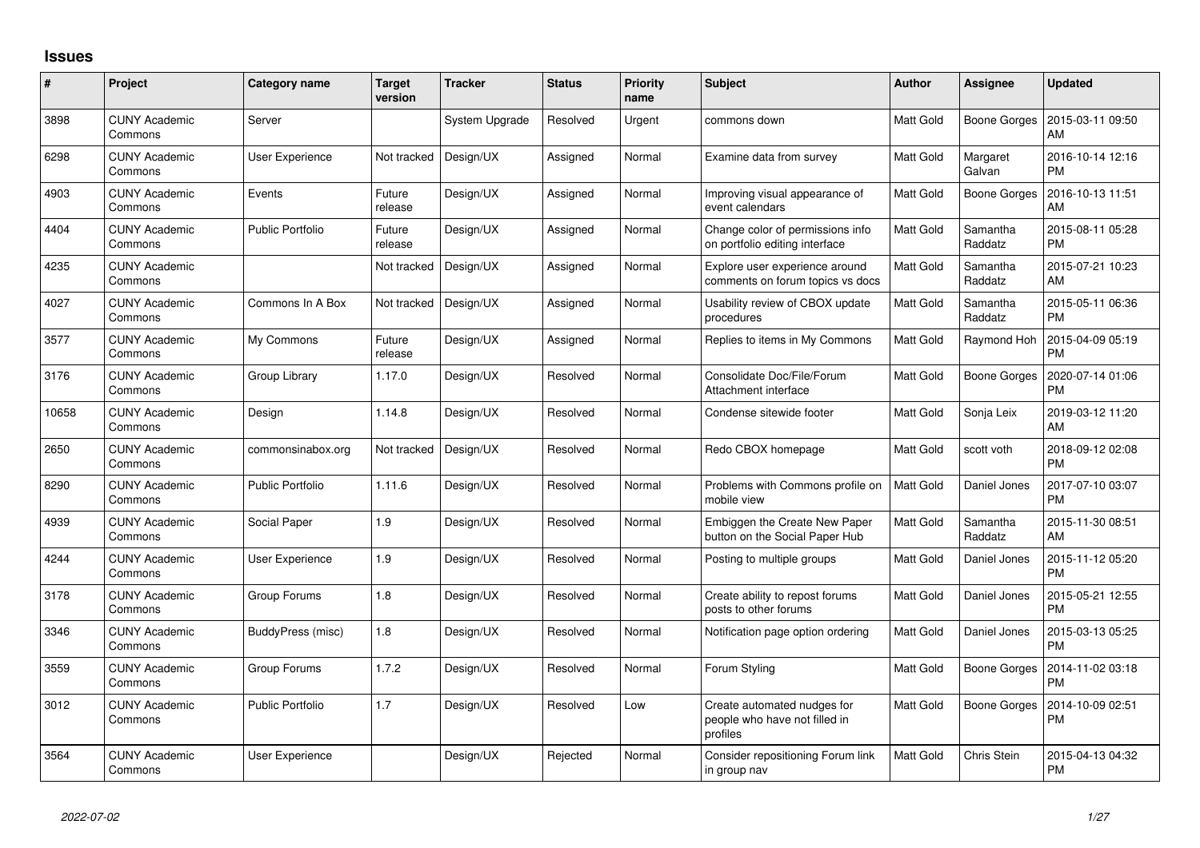# Issues

| # | Project | Category name | Target version | Tracker | Status | Priority name | Subject | Author | Assignee | Updated |
|---|---|---|---|---|---|---|---|---|---|---|
| 3898 | CUNY Academic Commons | Server | | System Upgrade | Resolved | Urgent | commons down | Matt Gold | Boone Gorges | 2015-03-11 09:50 AM |
| 6298 | CUNY Academic Commons | User Experience | Not tracked | Design/UX | Assigned | Normal | Examine data from survey | Matt Gold | Margaret Galvan | 2016-10-14 12:16 PM |
| 4903 | CUNY Academic Commons | Events | Future release | Design/UX | Assigned | Normal | Improving visual appearance of event calendars | Matt Gold | Boone Gorges | 2016-10-13 11:51 AM |
| 4404 | CUNY Academic Commons | Public Portfolio | Future release | Design/UX | Assigned | Normal | Change color of permissions info on portfolio editing interface | Matt Gold | Samantha Raddatz | 2015-08-11 05:28 PM |
| 4235 | CUNY Academic Commons | | Not tracked | Design/UX | Assigned | Normal | Explore user experience around comments on forum topics vs docs | Matt Gold | Samantha Raddatz | 2015-07-21 10:23 AM |
| 4027 | CUNY Academic Commons | Commons In A Box | Not tracked | Design/UX | Assigned | Normal | Usability review of CBOX update procedures | Matt Gold | Samantha Raddatz | 2015-05-11 06:36 PM |
| 3577 | CUNY Academic Commons | My Commons | Future release | Design/UX | Assigned | Normal | Replies to items in My Commons | Matt Gold | Raymond Hoh | 2015-04-09 05:19 PM |
| 3176 | CUNY Academic Commons | Group Library | 1.17.0 | Design/UX | Resolved | Normal | Consolidate Doc/File/Forum Attachment interface | Matt Gold | Boone Gorges | 2020-07-14 01:06 PM |
| 10658 | CUNY Academic Commons | Design | 1.14.8 | Design/UX | Resolved | Normal | Condense sitewide footer | Matt Gold | Sonja Leix | 2019-03-12 11:20 AM |
| 2650 | CUNY Academic Commons | commonsinabox.org | Not tracked | Design/UX | Resolved | Normal | Redo CBOX homepage | Matt Gold | scott voth | 2018-09-12 02:08 PM |
| 8290 | CUNY Academic Commons | Public Portfolio | 1.11.6 | Design/UX | Resolved | Normal | Problems with Commons profile on mobile view | Matt Gold | Daniel Jones | 2017-07-10 03:07 PM |
| 4939 | CUNY Academic Commons | Social Paper | 1.9 | Design/UX | Resolved | Normal | Embiggen the Create New Paper button on the Social Paper Hub | Matt Gold | Samantha Raddatz | 2015-11-30 08:51 AM |
| 4244 | CUNY Academic Commons | User Experience | 1.9 | Design/UX | Resolved | Normal | Posting to multiple groups | Matt Gold | Daniel Jones | 2015-11-12 05:20 PM |
| 3178 | CUNY Academic Commons | Group Forums | 1.8 | Design/UX | Resolved | Normal | Create ability to repost forums posts to other forums | Matt Gold | Daniel Jones | 2015-05-21 12:55 PM |
| 3346 | CUNY Academic Commons | BuddyPress (misc) | 1.8 | Design/UX | Resolved | Normal | Notification page option ordering | Matt Gold | Daniel Jones | 2015-03-13 05:25 PM |
| 3559 | CUNY Academic Commons | Group Forums | 1.7.2 | Design/UX | Resolved | Normal | Forum Styling | Matt Gold | Boone Gorges | 2014-11-02 03:18 PM |
| 3012 | CUNY Academic Commons | Public Portfolio | 1.7 | Design/UX | Resolved | Low | Create automated nudges for people who have not filled in profiles | Matt Gold | Boone Gorges | 2014-10-09 02:51 PM |
| 3564 | CUNY Academic Commons | User Experience | | Design/UX | Rejected | Normal | Consider repositioning Forum link in group nav | Matt Gold | Chris Stein | 2015-04-13 04:32 PM |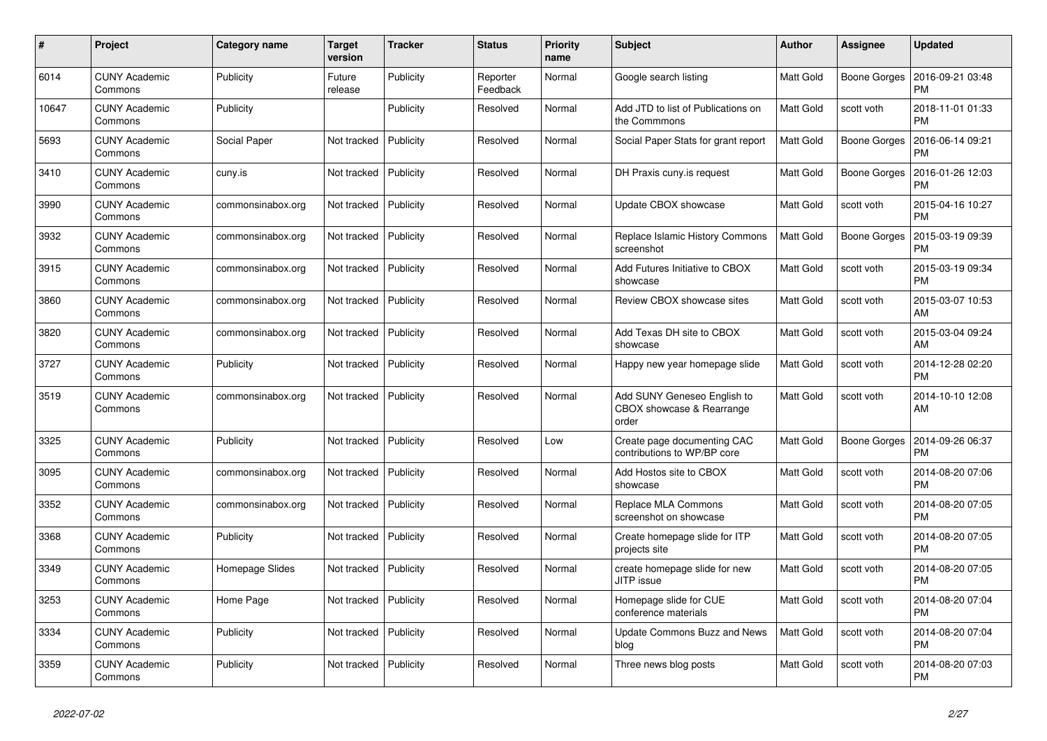| # | Project | Category name | Target version | Tracker | Status | Priority name | Subject | Author | Assignee | Updated |
|---|---|---|---|---|---|---|---|---|---|---|
| 6014 | CUNY Academic Commons | Publicity | Future release | Publicity | Reporter Feedback | Normal | Google search listing | Matt Gold | Boone Gorges | 2016-09-21 03:48 PM |
| 10647 | CUNY Academic Commons | Publicity | | Publicity | Resolved | Normal | Add JTD to list of Publications on the Commmons | Matt Gold | scott voth | 2018-11-01 01:33 PM |
| 5693 | CUNY Academic Commons | Social Paper | Not tracked | Publicity | Resolved | Normal | Social Paper Stats for grant report | Matt Gold | Boone Gorges | 2016-06-14 09:21 PM |
| 3410 | CUNY Academic Commons | cuny.is | Not tracked | Publicity | Resolved | Normal | DH Praxis cuny.is request | Matt Gold | Boone Gorges | 2016-01-26 12:03 PM |
| 3990 | CUNY Academic Commons | commonsinabox.org | Not tracked | Publicity | Resolved | Normal | Update CBOX showcase | Matt Gold | scott voth | 2015-04-16 10:27 PM |
| 3932 | CUNY Academic Commons | commonsinabox.org | Not tracked | Publicity | Resolved | Normal | Replace Islamic History Commons screenshot | Matt Gold | Boone Gorges | 2015-03-19 09:39 PM |
| 3915 | CUNY Academic Commons | commonsinabox.org | Not tracked | Publicity | Resolved | Normal | Add Futures Initiative to CBOX showcase | Matt Gold | scott voth | 2015-03-19 09:34 PM |
| 3860 | CUNY Academic Commons | commonsinabox.org | Not tracked | Publicity | Resolved | Normal | Review CBOX showcase sites | Matt Gold | scott voth | 2015-03-07 10:53 AM |
| 3820 | CUNY Academic Commons | commonsinabox.org | Not tracked | Publicity | Resolved | Normal | Add Texas DH site to CBOX showcase | Matt Gold | scott voth | 2015-03-04 09:24 AM |
| 3727 | CUNY Academic Commons | Publicity | Not tracked | Publicity | Resolved | Normal | Happy new year homepage slide | Matt Gold | scott voth | 2014-12-28 02:20 PM |
| 3519 | CUNY Academic Commons | commonsinabox.org | Not tracked | Publicity | Resolved | Normal | Add SUNY Geneseo English to CBOX showcase & Rearrange order | Matt Gold | scott voth | 2014-10-10 12:08 AM |
| 3325 | CUNY Academic Commons | Publicity | Not tracked | Publicity | Resolved | Low | Create page documenting CAC contributions to WP/BP core | Matt Gold | Boone Gorges | 2014-09-26 06:37 PM |
| 3095 | CUNY Academic Commons | commonsinabox.org | Not tracked | Publicity | Resolved | Normal | Add Hostos site to CBOX showcase | Matt Gold | scott voth | 2014-08-20 07:06 PM |
| 3352 | CUNY Academic Commons | commonsinabox.org | Not tracked | Publicity | Resolved | Normal | Replace MLA Commons screenshot on showcase | Matt Gold | scott voth | 2014-08-20 07:05 PM |
| 3368 | CUNY Academic Commons | Publicity | Not tracked | Publicity | Resolved | Normal | Create homepage slide for ITP projects site | Matt Gold | scott voth | 2014-08-20 07:05 PM |
| 3349 | CUNY Academic Commons | Homepage Slides | Not tracked | Publicity | Resolved | Normal | create homepage slide for new JITP issue | Matt Gold | scott voth | 2014-08-20 07:05 PM |
| 3253 | CUNY Academic Commons | Home Page | Not tracked | Publicity | Resolved | Normal | Homepage slide for CUE conference materials | Matt Gold | scott voth | 2014-08-20 07:04 PM |
| 3334 | CUNY Academic Commons | Publicity | Not tracked | Publicity | Resolved | Normal | Update Commons Buzz and News blog | Matt Gold | scott voth | 2014-08-20 07:04 PM |
| 3359 | CUNY Academic Commons | Publicity | Not tracked | Publicity | Resolved | Normal | Three news blog posts | Matt Gold | scott voth | 2014-08-20 07:03 PM |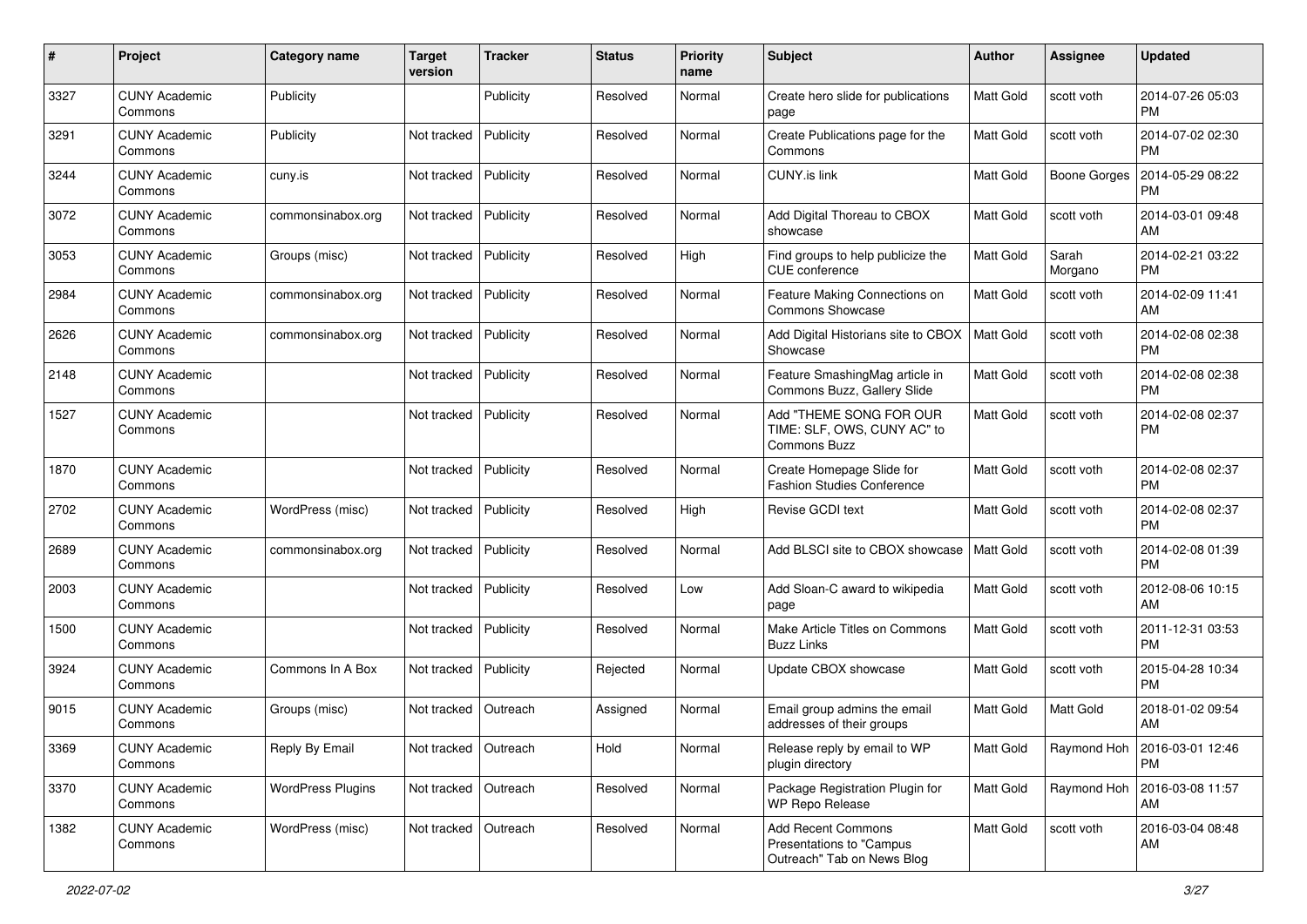| # | Project | Category name | Target version | Tracker | Status | Priority name | Subject | Author | Assignee | Updated |
|---|---|---|---|---|---|---|---|---|---|---|
| 3327 | CUNY Academic Commons | Publicity | | Publicity | Resolved | Normal | Create hero slide for publications page | Matt Gold | scott voth | 2014-07-26 05:03 PM |
| 3291 | CUNY Academic Commons | Publicity | Not tracked | Publicity | Resolved | Normal | Create Publications page for the Commons | Matt Gold | scott voth | 2014-07-02 02:30 PM |
| 3244 | CUNY Academic Commons | cuny.is | Not tracked | Publicity | Resolved | Normal | CUNY.is link | Matt Gold | Boone Gorges | 2014-05-29 08:22 PM |
| 3072 | CUNY Academic Commons | commonsinabox.org | Not tracked | Publicity | Resolved | Normal | Add Digital Thoreau to CBOX showcase | Matt Gold | scott voth | 2014-03-01 09:48 AM |
| 3053 | CUNY Academic Commons | Groups (misc) | Not tracked | Publicity | Resolved | High | Find groups to help publicize the CUE conference | Matt Gold | Sarah Morgano | 2014-02-21 03:22 PM |
| 2984 | CUNY Academic Commons | commonsinabox.org | Not tracked | Publicity | Resolved | Normal | Feature Making Connections on Commons Showcase | Matt Gold | scott voth | 2014-02-09 11:41 AM |
| 2626 | CUNY Academic Commons | commonsinabox.org | Not tracked | Publicity | Resolved | Normal | Add Digital Historians site to CBOX Showcase | Matt Gold | scott voth | 2014-02-08 02:38 PM |
| 2148 | CUNY Academic Commons | | Not tracked | Publicity | Resolved | Normal | Feature SmashingMag article in Commons Buzz, Gallery Slide | Matt Gold | scott voth | 2014-02-08 02:38 PM |
| 1527 | CUNY Academic Commons | | Not tracked | Publicity | Resolved | Normal | Add "THEME SONG FOR OUR TIME: SLF, OWS, CUNY AC" to Commons Buzz | Matt Gold | scott voth | 2014-02-08 02:37 PM |
| 1870 | CUNY Academic Commons | | Not tracked | Publicity | Resolved | Normal | Create Homepage Slide for Fashion Studies Conference | Matt Gold | scott voth | 2014-02-08 02:37 PM |
| 2702 | CUNY Academic Commons | WordPress (misc) | Not tracked | Publicity | Resolved | High | Revise GCDI text | Matt Gold | scott voth | 2014-02-08 02:37 PM |
| 2689 | CUNY Academic Commons | commonsinabox.org | Not tracked | Publicity | Resolved | Normal | Add BLSCI site to CBOX showcase | Matt Gold | scott voth | 2014-02-08 01:39 PM |
| 2003 | CUNY Academic Commons | | Not tracked | Publicity | Resolved | Low | Add Sloan-C award to wikipedia page | Matt Gold | scott voth | 2012-08-06 10:15 AM |
| 1500 | CUNY Academic Commons | | Not tracked | Publicity | Resolved | Normal | Make Article Titles on Commons Buzz Links | Matt Gold | scott voth | 2011-12-31 03:53 PM |
| 3924 | CUNY Academic Commons | Commons In A Box | Not tracked | Publicity | Rejected | Normal | Update CBOX showcase | Matt Gold | scott voth | 2015-04-28 10:34 PM |
| 9015 | CUNY Academic Commons | Groups (misc) | Not tracked | Outreach | Assigned | Normal | Email group admins the email addresses of their groups | Matt Gold | Matt Gold | 2018-01-02 09:54 AM |
| 3369 | CUNY Academic Commons | Reply By Email | Not tracked | Outreach | Hold | Normal | Release reply by email to WP plugin directory | Matt Gold | Raymond Hoh | 2016-03-01 12:46 PM |
| 3370 | CUNY Academic Commons | WordPress Plugins | Not tracked | Outreach | Resolved | Normal | Package Registration Plugin for WP Repo Release | Matt Gold | Raymond Hoh | 2016-03-08 11:57 AM |
| 1382 | CUNY Academic Commons | WordPress (misc) | Not tracked | Outreach | Resolved | Normal | Add Recent Commons Presentations to "Campus Outreach" Tab on News Blog | Matt Gold | scott voth | 2016-03-04 08:48 AM |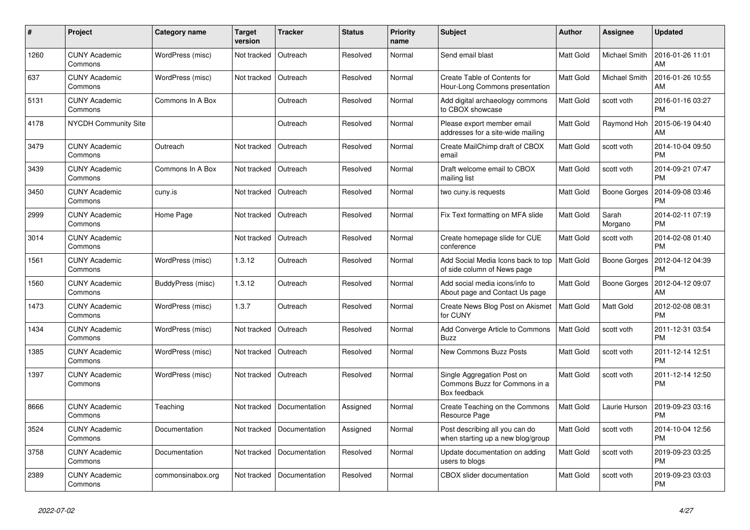| # | Project | Category name | Target version | Tracker | Status | Priority name | Subject | Author | Assignee | Updated |
|---|---|---|---|---|---|---|---|---|---|---|
| 1260 | CUNY Academic Commons | WordPress (misc) | Not tracked | Outreach | Resolved | Normal | Send email blast | Matt Gold | Michael Smith | 2016-01-26 11:01 AM |
| 637 | CUNY Academic Commons | WordPress (misc) | Not tracked | Outreach | Resolved | Normal | Create Table of Contents for Hour-Long Commons presentation | Matt Gold | Michael Smith | 2016-01-26 10:55 AM |
| 5131 | CUNY Academic Commons | Commons In A Box | | Outreach | Resolved | Normal | Add digital archaeology commons to CBOX showcase | Matt Gold | scott voth | 2016-01-16 03:27 PM |
| 4178 | NYCDH Community Site | | | Outreach | Resolved | Normal | Please export member email addresses for a site-wide mailing | Matt Gold | Raymond Hoh | 2015-06-19 04:40 AM |
| 3479 | CUNY Academic Commons | Outreach | Not tracked | Outreach | Resolved | Normal | Create MailChimp draft of CBOX email | Matt Gold | scott voth | 2014-10-04 09:50 PM |
| 3439 | CUNY Academic Commons | Commons In A Box | Not tracked | Outreach | Resolved | Normal | Draft welcome email to CBOX mailing list | Matt Gold | scott voth | 2014-09-21 07:47 PM |
| 3450 | CUNY Academic Commons | cuny.is | Not tracked | Outreach | Resolved | Normal | two cuny.is requests | Matt Gold | Boone Gorges | 2014-09-08 03:46 PM |
| 2999 | CUNY Academic Commons | Home Page | Not tracked | Outreach | Resolved | Normal | Fix Text formatting on MFA slide | Matt Gold | Sarah Morgano | 2014-02-11 07:19 PM |
| 3014 | CUNY Academic Commons | | Not tracked | Outreach | Resolved | Normal | Create homepage slide for CUE conference | Matt Gold | scott voth | 2014-02-08 01:40 PM |
| 1561 | CUNY Academic Commons | WordPress (misc) | 1.3.12 | Outreach | Resolved | Normal | Add Social Media Icons back to top of side column of News page | Matt Gold | Boone Gorges | 2012-04-12 04:39 PM |
| 1560 | CUNY Academic Commons | BuddyPress (misc) | 1.3.12 | Outreach | Resolved | Normal | Add social media icons/info to About page and Contact Us page | Matt Gold | Boone Gorges | 2012-04-12 09:07 AM |
| 1473 | CUNY Academic Commons | WordPress (misc) | 1.3.7 | Outreach | Resolved | Normal | Create News Blog Post on Akismet for CUNY | Matt Gold | Matt Gold | 2012-02-08 08:31 PM |
| 1434 | CUNY Academic Commons | WordPress (misc) | Not tracked | Outreach | Resolved | Normal | Add Converge Article to Commons Buzz | Matt Gold | scott voth | 2011-12-31 03:54 PM |
| 1385 | CUNY Academic Commons | WordPress (misc) | Not tracked | Outreach | Resolved | Normal | New Commons Buzz Posts | Matt Gold | scott voth | 2011-12-14 12:51 PM |
| 1397 | CUNY Academic Commons | WordPress (misc) | Not tracked | Outreach | Resolved | Normal | Single Aggregation Post on Commons Buzz for Commons in a Box feedback | Matt Gold | scott voth | 2011-12-14 12:50 PM |
| 8666 | CUNY Academic Commons | Teaching | Not tracked | Documentation | Assigned | Normal | Create Teaching on the Commons Resource Page | Matt Gold | Laurie Hurson | 2019-09-23 03:16 PM |
| 3524 | CUNY Academic Commons | Documentation | Not tracked | Documentation | Assigned | Normal | Post describing all you can do when starting up a new blog/group | Matt Gold | scott voth | 2014-10-04 12:56 PM |
| 3758 | CUNY Academic Commons | Documentation | Not tracked | Documentation | Resolved | Normal | Update documentation on adding users to blogs | Matt Gold | scott voth | 2019-09-23 03:25 PM |
| 2389 | CUNY Academic Commons | commonsinabox.org | Not tracked | Documentation | Resolved | Normal | CBOX slider documentation | Matt Gold | scott voth | 2019-09-23 03:03 PM |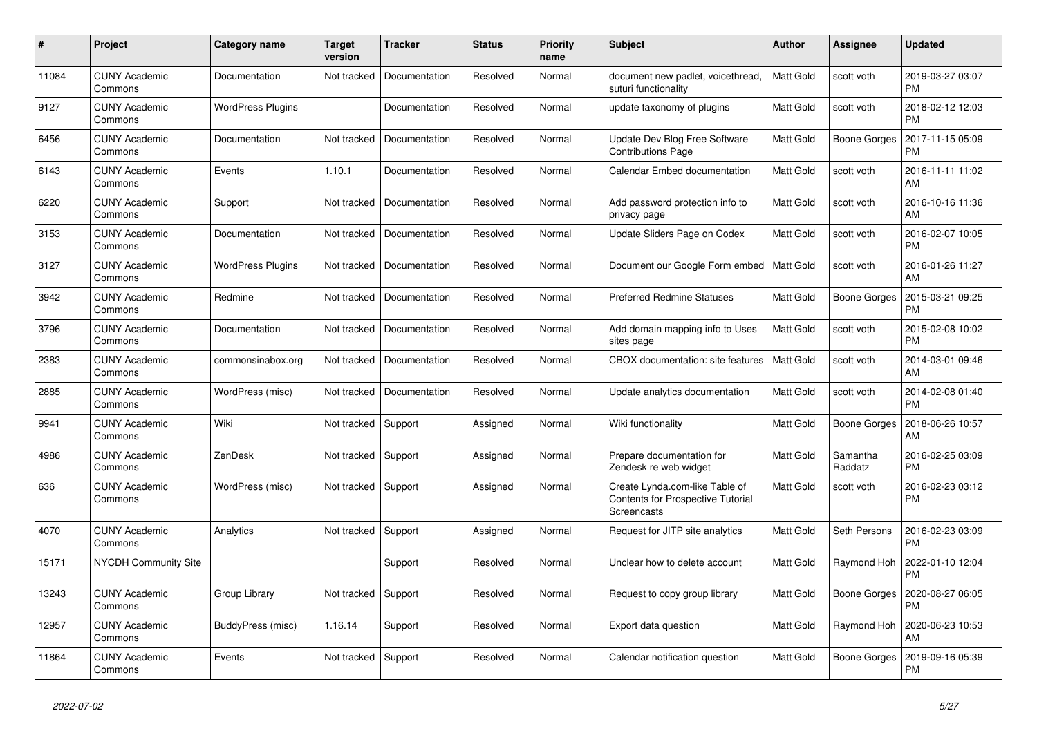| # | Project | Category name | Target version | Tracker | Status | Priority name | Subject | Author | Assignee | Updated |
|---|---|---|---|---|---|---|---|---|---|---|
| 11084 | CUNY Academic Commons | Documentation | Not tracked | Documentation | Resolved | Normal | document new padlet, voicethread, suturi functionality | Matt Gold | scott voth | 2019-03-27 03:07 PM |
| 9127 | CUNY Academic Commons | WordPress Plugins | | Documentation | Resolved | Normal | update taxonomy of plugins | Matt Gold | scott voth | 2018-02-12 12:03 PM |
| 6456 | CUNY Academic Commons | Documentation | Not tracked | Documentation | Resolved | Normal | Update Dev Blog Free Software Contributions Page | Matt Gold | Boone Gorges | 2017-11-15 05:09 PM |
| 6143 | CUNY Academic Commons | Events | 1.10.1 | Documentation | Resolved | Normal | Calendar Embed documentation | Matt Gold | scott voth | 2016-11-11 11:02 AM |
| 6220 | CUNY Academic Commons | Support | Not tracked | Documentation | Resolved | Normal | Add password protection info to privacy page | Matt Gold | scott voth | 2016-10-16 11:36 AM |
| 3153 | CUNY Academic Commons | Documentation | Not tracked | Documentation | Resolved | Normal | Update Sliders Page on Codex | Matt Gold | scott voth | 2016-02-07 10:05 PM |
| 3127 | CUNY Academic Commons | WordPress Plugins | Not tracked | Documentation | Resolved | Normal | Document our Google Form embed | Matt Gold | scott voth | 2016-01-26 11:27 AM |
| 3942 | CUNY Academic Commons | Redmine | Not tracked | Documentation | Resolved | Normal | Preferred Redmine Statuses | Matt Gold | Boone Gorges | 2015-03-21 09:25 PM |
| 3796 | CUNY Academic Commons | Documentation | Not tracked | Documentation | Resolved | Normal | Add domain mapping info to Uses sites page | Matt Gold | scott voth | 2015-02-08 10:02 PM |
| 2383 | CUNY Academic Commons | commonsinabox.org | Not tracked | Documentation | Resolved | Normal | CBOX documentation: site features | Matt Gold | scott voth | 2014-03-01 09:46 AM |
| 2885 | CUNY Academic Commons | WordPress (misc) | Not tracked | Documentation | Resolved | Normal | Update analytics documentation | Matt Gold | scott voth | 2014-02-08 01:40 PM |
| 9941 | CUNY Academic Commons | Wiki | Not tracked | Support | Assigned | Normal | Wiki functionality | Matt Gold | Boone Gorges | 2018-06-26 10:57 AM |
| 4986 | CUNY Academic Commons | ZenDesk | Not tracked | Support | Assigned | Normal | Prepare documentation for Zendesk re web widget | Matt Gold | Samantha Raddatz | 2016-02-25 03:09 PM |
| 636 | CUNY Academic Commons | WordPress (misc) | Not tracked | Support | Assigned | Normal | Create Lynda.com-like Table of Contents for Prospective Tutorial Screencasts | Matt Gold | scott voth | 2016-02-23 03:12 PM |
| 4070 | CUNY Academic Commons | Analytics | Not tracked | Support | Assigned | Normal | Request for JITP site analytics | Matt Gold | Seth Persons | 2016-02-23 03:09 PM |
| 15171 | NYCDH Community Site | | | Support | Resolved | Normal | Unclear how to delete account | Matt Gold | Raymond Hoh | 2022-01-10 12:04 PM |
| 13243 | CUNY Academic Commons | Group Library | Not tracked | Support | Resolved | Normal | Request to copy group library | Matt Gold | Boone Gorges | 2020-08-27 06:05 PM |
| 12957 | CUNY Academic Commons | BuddyPress (misc) | 1.16.14 | Support | Resolved | Normal | Export data question | Matt Gold | Raymond Hoh | 2020-06-23 10:53 AM |
| 11864 | CUNY Academic Commons | Events | Not tracked | Support | Resolved | Normal | Calendar notification question | Matt Gold | Boone Gorges | 2019-09-16 05:39 PM |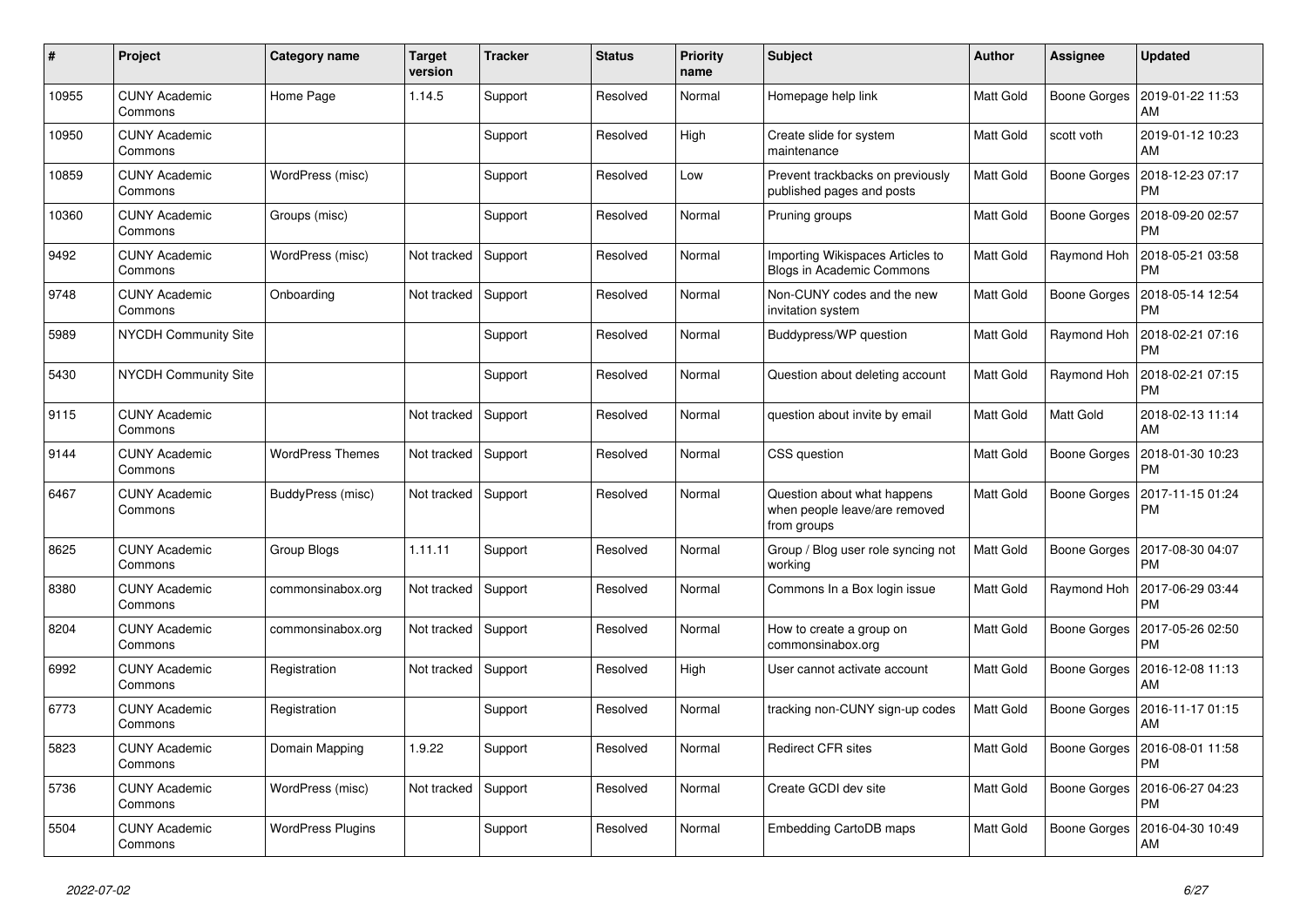| # | Project | Category name | Target version | Tracker | Status | Priority name | Subject | Author | Assignee | Updated |
|---|---|---|---|---|---|---|---|---|---|---|
| 10955 | CUNY Academic Commons | Home Page | 1.14.5 | Support | Resolved | Normal | Homepage help link | Matt Gold | Boone Gorges | 2019-01-22 11:53 AM |
| 10950 | CUNY Academic Commons | | | Support | Resolved | High | Create slide for system maintenance | Matt Gold | scott voth | 2019-01-12 10:23 AM |
| 10859 | CUNY Academic Commons | WordPress (misc) | | Support | Resolved | Low | Prevent trackbacks on previously published pages and posts | Matt Gold | Boone Gorges | 2018-12-23 07:17 PM |
| 10360 | CUNY Academic Commons | Groups (misc) | | Support | Resolved | Normal | Pruning groups | Matt Gold | Boone Gorges | 2018-09-20 02:57 PM |
| 9492 | CUNY Academic Commons | WordPress (misc) | Not tracked | Support | Resolved | Normal | Importing Wikispaces Articles to Blogs in Academic Commons | Matt Gold | Raymond Hoh | 2018-05-21 03:58 PM |
| 9748 | CUNY Academic Commons | Onboarding | Not tracked | Support | Resolved | Normal | Non-CUNY codes and the new invitation system | Matt Gold | Boone Gorges | 2018-05-14 12:54 PM |
| 5989 | NYCDH Community Site | | | Support | Resolved | Normal | Buddypress/WP question | Matt Gold | Raymond Hoh | 2018-02-21 07:16 PM |
| 5430 | NYCDH Community Site | | | Support | Resolved | Normal | Question about deleting account | Matt Gold | Raymond Hoh | 2018-02-21 07:15 PM |
| 9115 | CUNY Academic Commons | | Not tracked | Support | Resolved | Normal | question about invite by email | Matt Gold | Matt Gold | 2018-02-13 11:14 AM |
| 9144 | CUNY Academic Commons | WordPress Themes | Not tracked | Support | Resolved | Normal | CSS question | Matt Gold | Boone Gorges | 2018-01-30 10:23 PM |
| 6467 | CUNY Academic Commons | BuddyPress (misc) | Not tracked | Support | Resolved | Normal | Question about what happens when people leave/are removed from groups | Matt Gold | Boone Gorges | 2017-11-15 01:24 PM |
| 8625 | CUNY Academic Commons | Group Blogs | 1.11.11 | Support | Resolved | Normal | Group / Blog user role syncing not working | Matt Gold | Boone Gorges | 2017-08-30 04:07 PM |
| 8380 | CUNY Academic Commons | commonsinabox.org | Not tracked | Support | Resolved | Normal | Commons In a Box login issue | Matt Gold | Raymond Hoh | 2017-06-29 03:44 PM |
| 8204 | CUNY Academic Commons | commonsinabox.org | Not tracked | Support | Resolved | Normal | How to create a group on commonsinabox.org | Matt Gold | Boone Gorges | 2017-05-26 02:50 PM |
| 6992 | CUNY Academic Commons | Registration | Not tracked | Support | Resolved | High | User cannot activate account | Matt Gold | Boone Gorges | 2016-12-08 11:13 AM |
| 6773 | CUNY Academic Commons | Registration | | Support | Resolved | Normal | tracking non-CUNY sign-up codes | Matt Gold | Boone Gorges | 2016-11-17 01:15 AM |
| 5823 | CUNY Academic Commons | Domain Mapping | 1.9.22 | Support | Resolved | Normal | Redirect CFR sites | Matt Gold | Boone Gorges | 2016-08-01 11:58 PM |
| 5736 | CUNY Academic Commons | WordPress (misc) | Not tracked | Support | Resolved | Normal | Create GCDI dev site | Matt Gold | Boone Gorges | 2016-06-27 04:23 PM |
| 5504 | CUNY Academic Commons | WordPress Plugins | | Support | Resolved | Normal | Embedding CartoDB maps | Matt Gold | Boone Gorges | 2016-04-30 10:49 AM |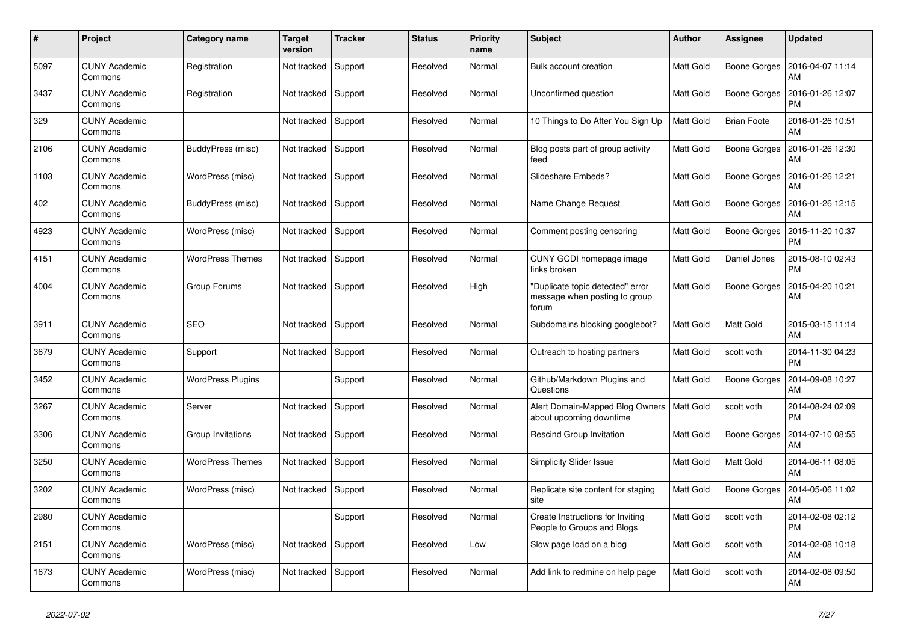| # | Project | Category name | Target version | Tracker | Status | Priority name | Subject | Author | Assignee | Updated |
|---|---|---|---|---|---|---|---|---|---|---|
| 5097 | CUNY Academic Commons | Registration | Not tracked | Support | Resolved | Normal | Bulk account creation | Matt Gold | Boone Gorges | 2016-04-07 11:14 AM |
| 3437 | CUNY Academic Commons | Registration | Not tracked | Support | Resolved | Normal | Unconfirmed question | Matt Gold | Boone Gorges | 2016-01-26 12:07 PM |
| 329 | CUNY Academic Commons | | Not tracked | Support | Resolved | Normal | 10 Things to Do After You Sign Up | Matt Gold | Brian Foote | 2016-01-26 10:51 AM |
| 2106 | CUNY Academic Commons | BuddyPress (misc) | Not tracked | Support | Resolved | Normal | Blog posts part of group activity feed | Matt Gold | Boone Gorges | 2016-01-26 12:30 AM |
| 1103 | CUNY Academic Commons | WordPress (misc) | Not tracked | Support | Resolved | Normal | Slideshare Embeds? | Matt Gold | Boone Gorges | 2016-01-26 12:21 AM |
| 402 | CUNY Academic Commons | BuddyPress (misc) | Not tracked | Support | Resolved | Normal | Name Change Request | Matt Gold | Boone Gorges | 2016-01-26 12:15 AM |
| 4923 | CUNY Academic Commons | WordPress (misc) | Not tracked | Support | Resolved | Normal | Comment posting censoring | Matt Gold | Boone Gorges | 2015-11-20 10:37 PM |
| 4151 | CUNY Academic Commons | WordPress Themes | Not tracked | Support | Resolved | Normal | CUNY GCDI homepage image links broken | Matt Gold | Daniel Jones | 2015-08-10 02:43 PM |
| 4004 | CUNY Academic Commons | Group Forums | Not tracked | Support | Resolved | High | "Duplicate topic detected" error message when posting to group forum | Matt Gold | Boone Gorges | 2015-04-20 10:21 AM |
| 3911 | CUNY Academic Commons | SEO | Not tracked | Support | Resolved | Normal | Subdomains blocking googlebot? | Matt Gold | Matt Gold | 2015-03-15 11:14 AM |
| 3679 | CUNY Academic Commons | Support | Not tracked | Support | Resolved | Normal | Outreach to hosting partners | Matt Gold | scott voth | 2014-11-30 04:23 PM |
| 3452 | CUNY Academic Commons | WordPress Plugins | | Support | Resolved | Normal | Github/Markdown Plugins and Questions | Matt Gold | Boone Gorges | 2014-09-08 10:27 AM |
| 3267 | CUNY Academic Commons | Server | Not tracked | Support | Resolved | Normal | Alert Domain-Mapped Blog Owners about upcoming downtime | Matt Gold | scott voth | 2014-08-24 02:09 PM |
| 3306 | CUNY Academic Commons | Group Invitations | Not tracked | Support | Resolved | Normal | Rescind Group Invitation | Matt Gold | Boone Gorges | 2014-07-10 08:55 AM |
| 3250 | CUNY Academic Commons | WordPress Themes | Not tracked | Support | Resolved | Normal | Simplicity Slider Issue | Matt Gold | Matt Gold | 2014-06-11 08:05 AM |
| 3202 | CUNY Academic Commons | WordPress (misc) | Not tracked | Support | Resolved | Normal | Replicate site content for staging site | Matt Gold | Boone Gorges | 2014-05-06 11:02 AM |
| 2980 | CUNY Academic Commons | | | Support | Resolved | Normal | Create Instructions for Inviting People to Groups and Blogs | Matt Gold | scott voth | 2014-02-08 02:12 PM |
| 2151 | CUNY Academic Commons | WordPress (misc) | Not tracked | Support | Resolved | Low | Slow page load on a blog | Matt Gold | scott voth | 2014-02-08 10:18 AM |
| 1673 | CUNY Academic Commons | WordPress (misc) | Not tracked | Support | Resolved | Normal | Add link to redmine on help page | Matt Gold | scott voth | 2014-02-08 09:50 AM |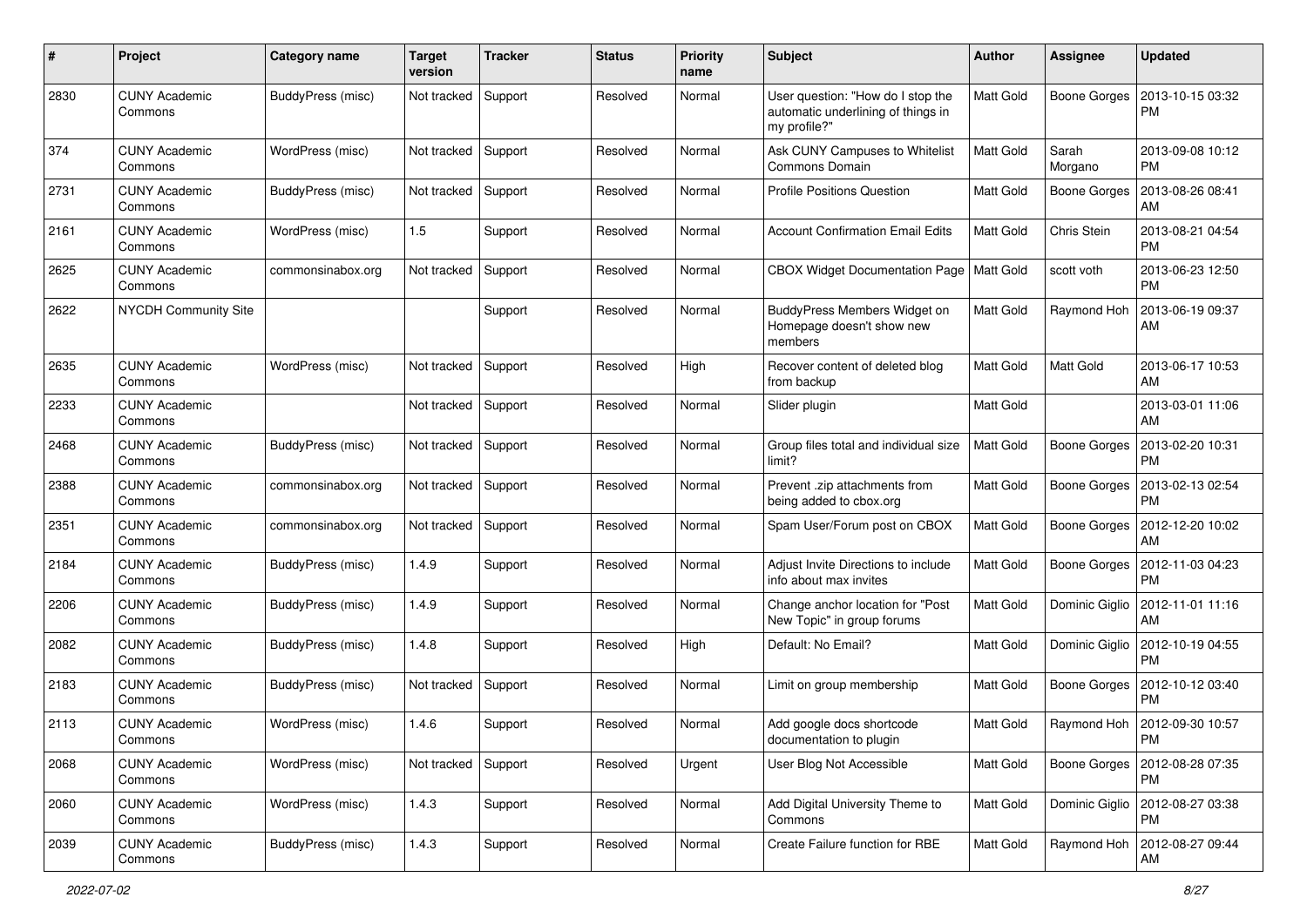| # | Project | Category name | Target version | Tracker | Status | Priority name | Subject | Author | Assignee | Updated |
|---|---|---|---|---|---|---|---|---|---|---|
| 2830 | CUNY Academic Commons | BuddyPress (misc) | Not tracked | Support | Resolved | Normal | User question: "How do I stop the automatic underlining of things in my profile?" | Matt Gold | Boone Gorges | 2013-10-15 03:32 PM |
| 374 | CUNY Academic Commons | WordPress (misc) | Not tracked | Support | Resolved | Normal | Ask CUNY Campuses to Whitelist Commons Domain | Matt Gold | Sarah Morgano | 2013-09-08 10:12 PM |
| 2731 | CUNY Academic Commons | BuddyPress (misc) | Not tracked | Support | Resolved | Normal | Profile Positions Question | Matt Gold | Boone Gorges | 2013-08-26 08:41 AM |
| 2161 | CUNY Academic Commons | WordPress (misc) | 1.5 | Support | Resolved | Normal | Account Confirmation Email Edits | Matt Gold | Chris Stein | 2013-08-21 04:54 PM |
| 2625 | CUNY Academic Commons | commonsinabox.org | Not tracked | Support | Resolved | Normal | CBOX Widget Documentation Page | Matt Gold | scott voth | 2013-06-23 12:50 PM |
| 2622 | NYCDH Community Site | | | Support | Resolved | Normal | BuddyPress Members Widget on Homepage doesn't show new members | Matt Gold | Raymond Hoh | 2013-06-19 09:37 AM |
| 2635 | CUNY Academic Commons | WordPress (misc) | Not tracked | Support | Resolved | High | Recover content of deleted blog from backup | Matt Gold | Matt Gold | 2013-06-17 10:53 AM |
| 2233 | CUNY Academic Commons | | Not tracked | Support | Resolved | Normal | Slider plugin | Matt Gold | | 2013-03-01 11:06 AM |
| 2468 | CUNY Academic Commons | BuddyPress (misc) | Not tracked | Support | Resolved | Normal | Group files total and individual size limit? | Matt Gold | Boone Gorges | 2013-02-20 10:31 PM |
| 2388 | CUNY Academic Commons | commonsinabox.org | Not tracked | Support | Resolved | Normal | Prevent .zip attachments from being added to cbox.org | Matt Gold | Boone Gorges | 2013-02-13 02:54 PM |
| 2351 | CUNY Academic Commons | commonsinabox.org | Not tracked | Support | Resolved | Normal | Spam User/Forum post on CBOX | Matt Gold | Boone Gorges | 2012-12-20 10:02 AM |
| 2184 | CUNY Academic Commons | BuddyPress (misc) | 1.4.9 | Support | Resolved | Normal | Adjust Invite Directions to include info about max invites | Matt Gold | Boone Gorges | 2012-11-03 04:23 PM |
| 2206 | CUNY Academic Commons | BuddyPress (misc) | 1.4.9 | Support | Resolved | Normal | Change anchor location for "Post New Topic" in group forums | Matt Gold | Dominic Giglio | 2012-11-01 11:16 AM |
| 2082 | CUNY Academic Commons | BuddyPress (misc) | 1.4.8 | Support | Resolved | High | Default: No Email? | Matt Gold | Dominic Giglio | 2012-10-19 04:55 PM |
| 2183 | CUNY Academic Commons | BuddyPress (misc) | Not tracked | Support | Resolved | Normal | Limit on group membership | Matt Gold | Boone Gorges | 2012-10-12 03:40 PM |
| 2113 | CUNY Academic Commons | WordPress (misc) | 1.4.6 | Support | Resolved | Normal | Add google docs shortcode documentation to plugin | Matt Gold | Raymond Hoh | 2012-09-30 10:57 PM |
| 2068 | CUNY Academic Commons | WordPress (misc) | Not tracked | Support | Resolved | Urgent | User Blog Not Accessible | Matt Gold | Boone Gorges | 2012-08-28 07:35 PM |
| 2060 | CUNY Academic Commons | WordPress (misc) | 1.4.3 | Support | Resolved | Normal | Add Digital University Theme to Commons | Matt Gold | Dominic Giglio | 2012-08-27 03:38 PM |
| 2039 | CUNY Academic Commons | BuddyPress (misc) | 1.4.3 | Support | Resolved | Normal | Create Failure function for RBE | Matt Gold | Raymond Hoh | 2012-08-27 09:44 AM |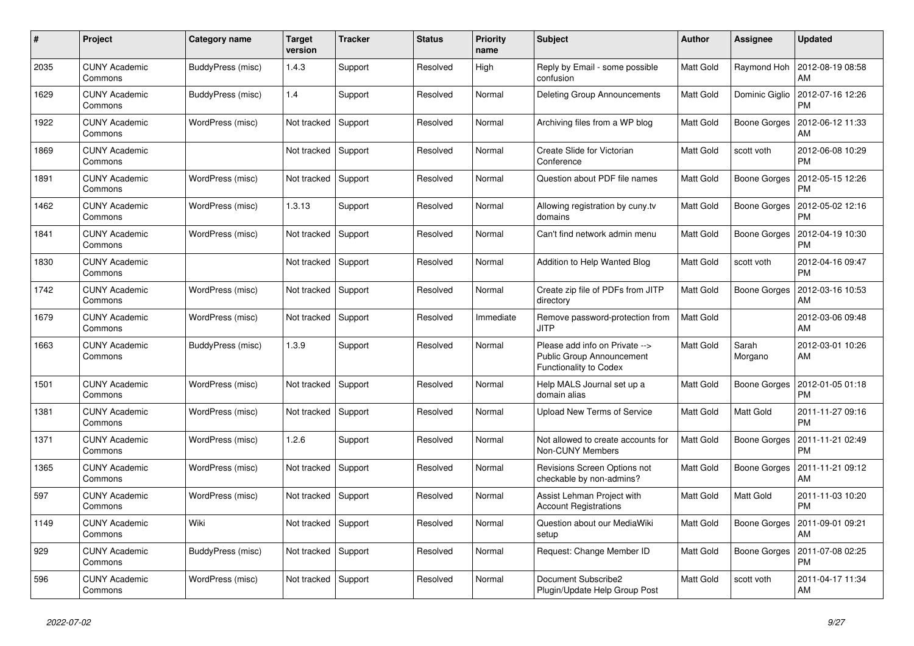| # | Project | Category name | Target version | Tracker | Status | Priority name | Subject | Author | Assignee | Updated |
|---|---|---|---|---|---|---|---|---|---|---|
| 2035 | CUNY Academic Commons | BuddyPress (misc) | 1.4.3 | Support | Resolved | High | Reply by Email - some possible confusion | Matt Gold | Raymond Hoh | 2012-08-19 08:58 AM |
| 1629 | CUNY Academic Commons | BuddyPress (misc) | 1.4 | Support | Resolved | Normal | Deleting Group Announcements | Matt Gold | Dominic Giglio | 2012-07-16 12:26 PM |
| 1922 | CUNY Academic Commons | WordPress (misc) | Not tracked | Support | Resolved | Normal | Archiving files from a WP blog | Matt Gold | Boone Gorges | 2012-06-12 11:33 AM |
| 1869 | CUNY Academic Commons | | Not tracked | Support | Resolved | Normal | Create Slide for Victorian Conference | Matt Gold | scott voth | 2012-06-08 10:29 PM |
| 1891 | CUNY Academic Commons | WordPress (misc) | Not tracked | Support | Resolved | Normal | Question about PDF file names | Matt Gold | Boone Gorges | 2012-05-15 12:26 PM |
| 1462 | CUNY Academic Commons | WordPress (misc) | 1.3.13 | Support | Resolved | Normal | Allowing registration by cuny.tv domains | Matt Gold | Boone Gorges | 2012-05-02 12:16 PM |
| 1841 | CUNY Academic Commons | WordPress (misc) | Not tracked | Support | Resolved | Normal | Can't find network admin menu | Matt Gold | Boone Gorges | 2012-04-19 10:30 PM |
| 1830 | CUNY Academic Commons | | Not tracked | Support | Resolved | Normal | Addition to Help Wanted Blog | Matt Gold | scott voth | 2012-04-16 09:47 PM |
| 1742 | CUNY Academic Commons | WordPress (misc) | Not tracked | Support | Resolved | Normal | Create zip file of PDFs from JITP directory | Matt Gold | Boone Gorges | 2012-03-16 10:53 AM |
| 1679 | CUNY Academic Commons | WordPress (misc) | Not tracked | Support | Resolved | Immediate | Remove password-protection from JITP | Matt Gold | | 2012-03-06 09:48 AM |
| 1663 | CUNY Academic Commons | BuddyPress (misc) | 1.3.9 | Support | Resolved | Normal | Please add info on Private --> Public Group Announcement Functionality to Codex | Matt Gold | Sarah Morgano | 2012-03-01 10:26 AM |
| 1501 | CUNY Academic Commons | WordPress (misc) | Not tracked | Support | Resolved | Normal | Help MALS Journal set up a domain alias | Matt Gold | Boone Gorges | 2012-01-05 01:18 PM |
| 1381 | CUNY Academic Commons | WordPress (misc) | Not tracked | Support | Resolved | Normal | Upload New Terms of Service | Matt Gold | Matt Gold | 2011-11-27 09:16 PM |
| 1371 | CUNY Academic Commons | WordPress (misc) | 1.2.6 | Support | Resolved | Normal | Not allowed to create accounts for Non-CUNY Members | Matt Gold | Boone Gorges | 2011-11-21 02:49 PM |
| 1365 | CUNY Academic Commons | WordPress (misc) | Not tracked | Support | Resolved | Normal | Revisions Screen Options not checkable by non-admins? | Matt Gold | Boone Gorges | 2011-11-21 09:12 AM |
| 597 | CUNY Academic Commons | WordPress (misc) | Not tracked | Support | Resolved | Normal | Assist Lehman Project with Account Registrations | Matt Gold | Matt Gold | 2011-11-03 10:20 PM |
| 1149 | CUNY Academic Commons | Wiki | Not tracked | Support | Resolved | Normal | Question about our MediaWiki setup | Matt Gold | Boone Gorges | 2011-09-01 09:21 AM |
| 929 | CUNY Academic Commons | BuddyPress (misc) | Not tracked | Support | Resolved | Normal | Request: Change Member ID | Matt Gold | Boone Gorges | 2011-07-08 02:25 PM |
| 596 | CUNY Academic Commons | WordPress (misc) | Not tracked | Support | Resolved | Normal | Document Subscribe2 Plugin/Update Help Group Post | Matt Gold | scott voth | 2011-04-17 11:34 AM |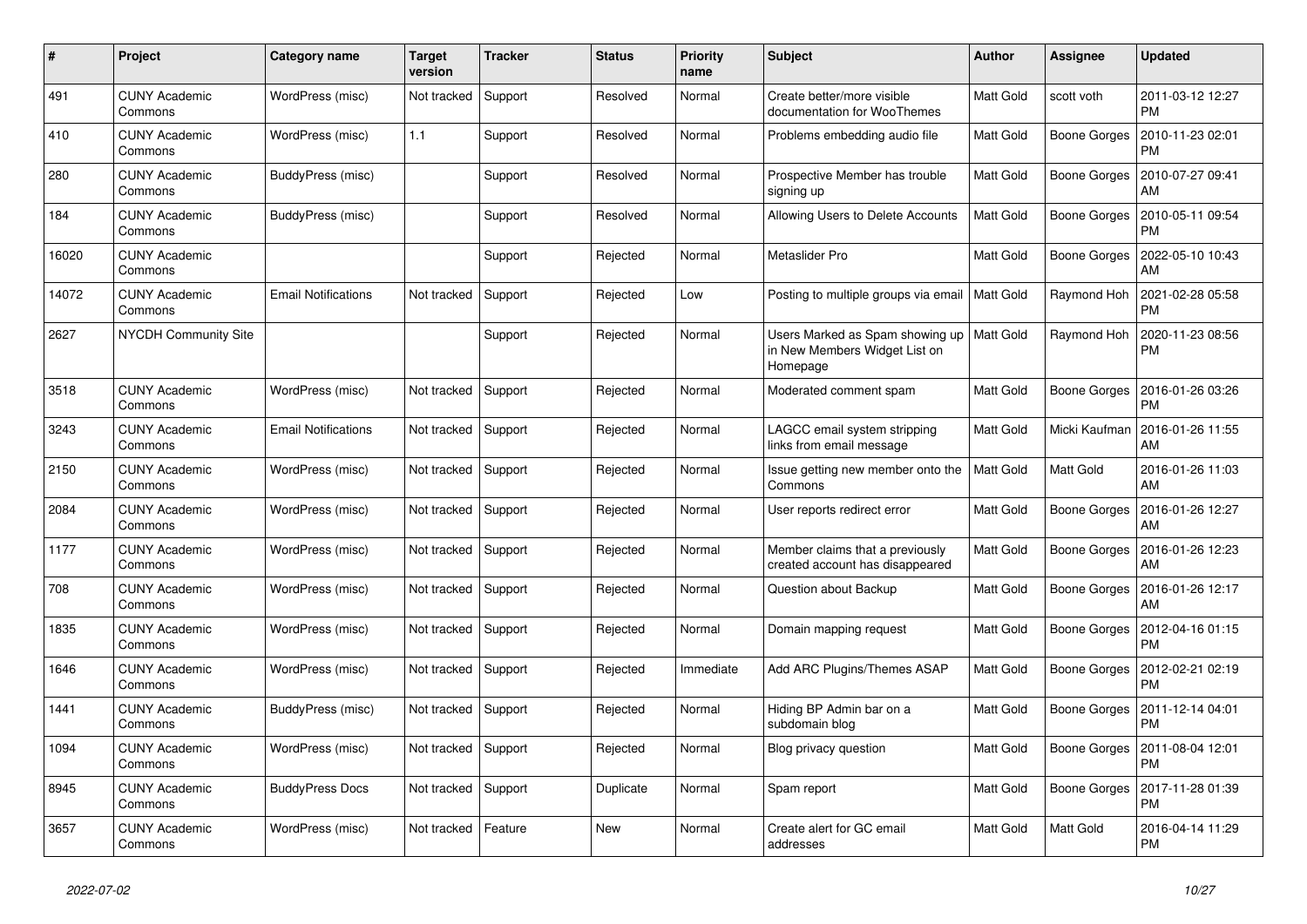| # | Project | Category name | Target version | Tracker | Status | Priority name | Subject | Author | Assignee | Updated |
|---|---|---|---|---|---|---|---|---|---|---|
| 491 | CUNY Academic Commons | WordPress (misc) | Not tracked | Support | Resolved | Normal | Create better/more visible documentation for WooThemes | Matt Gold | scott voth | 2011-03-12 12:27 PM |
| 410 | CUNY Academic Commons | WordPress (misc) | 1.1 | Support | Resolved | Normal | Problems embedding audio file | Matt Gold | Boone Gorges | 2010-11-23 02:01 PM |
| 280 | CUNY Academic Commons | BuddyPress (misc) | | Support | Resolved | Normal | Prospective Member has trouble signing up | Matt Gold | Boone Gorges | 2010-07-27 09:41 AM |
| 184 | CUNY Academic Commons | BuddyPress (misc) | | Support | Resolved | Normal | Allowing Users to Delete Accounts | Matt Gold | Boone Gorges | 2010-05-11 09:54 PM |
| 16020 | CUNY Academic Commons | | | Support | Rejected | Normal | Metaslider Pro | Matt Gold | Boone Gorges | 2022-05-10 10:43 AM |
| 14072 | CUNY Academic Commons | Email Notifications | Not tracked | Support | Rejected | Low | Posting to multiple groups via email | Matt Gold | Raymond Hoh | 2021-02-28 05:58 PM |
| 2627 | NYCDH Community Site | | | Support | Rejected | Normal | Users Marked as Spam showing up in New Members Widget List on Homepage | Matt Gold | Raymond Hoh | 2020-11-23 08:56 PM |
| 3518 | CUNY Academic Commons | WordPress (misc) | Not tracked | Support | Rejected | Normal | Moderated comment spam | Matt Gold | Boone Gorges | 2016-01-26 03:26 PM |
| 3243 | CUNY Academic Commons | Email Notifications | Not tracked | Support | Rejected | Normal | LAGCC email system stripping links from email message | Matt Gold | Micki Kaufman | 2016-01-26 11:55 AM |
| 2150 | CUNY Academic Commons | WordPress (misc) | Not tracked | Support | Rejected | Normal | Issue getting new member onto the Commons | Matt Gold | Matt Gold | 2016-01-26 11:03 AM |
| 2084 | CUNY Academic Commons | WordPress (misc) | Not tracked | Support | Rejected | Normal | User reports redirect error | Matt Gold | Boone Gorges | 2016-01-26 12:27 AM |
| 1177 | CUNY Academic Commons | WordPress (misc) | Not tracked | Support | Rejected | Normal | Member claims that a previously created account has disappeared | Matt Gold | Boone Gorges | 2016-01-26 12:23 AM |
| 708 | CUNY Academic Commons | WordPress (misc) | Not tracked | Support | Rejected | Normal | Question about Backup | Matt Gold | Boone Gorges | 2016-01-26 12:17 AM |
| 1835 | CUNY Academic Commons | WordPress (misc) | Not tracked | Support | Rejected | Normal | Domain mapping request | Matt Gold | Boone Gorges | 2012-04-16 01:15 PM |
| 1646 | CUNY Academic Commons | WordPress (misc) | Not tracked | Support | Rejected | Immediate | Add ARC Plugins/Themes ASAP | Matt Gold | Boone Gorges | 2012-02-21 02:19 PM |
| 1441 | CUNY Academic Commons | BuddyPress (misc) | Not tracked | Support | Rejected | Normal | Hiding BP Admin bar on a subdomain blog | Matt Gold | Boone Gorges | 2011-12-14 04:01 PM |
| 1094 | CUNY Academic Commons | WordPress (misc) | Not tracked | Support | Rejected | Normal | Blog privacy question | Matt Gold | Boone Gorges | 2011-08-04 12:01 PM |
| 8945 | CUNY Academic Commons | BuddyPress Docs | Not tracked | Support | Duplicate | Normal | Spam report | Matt Gold | Boone Gorges | 2017-11-28 01:39 PM |
| 3657 | CUNY Academic Commons | WordPress (misc) | Not tracked | Feature | New | Normal | Create alert for GC email addresses | Matt Gold | Matt Gold | 2016-04-14 11:29 PM |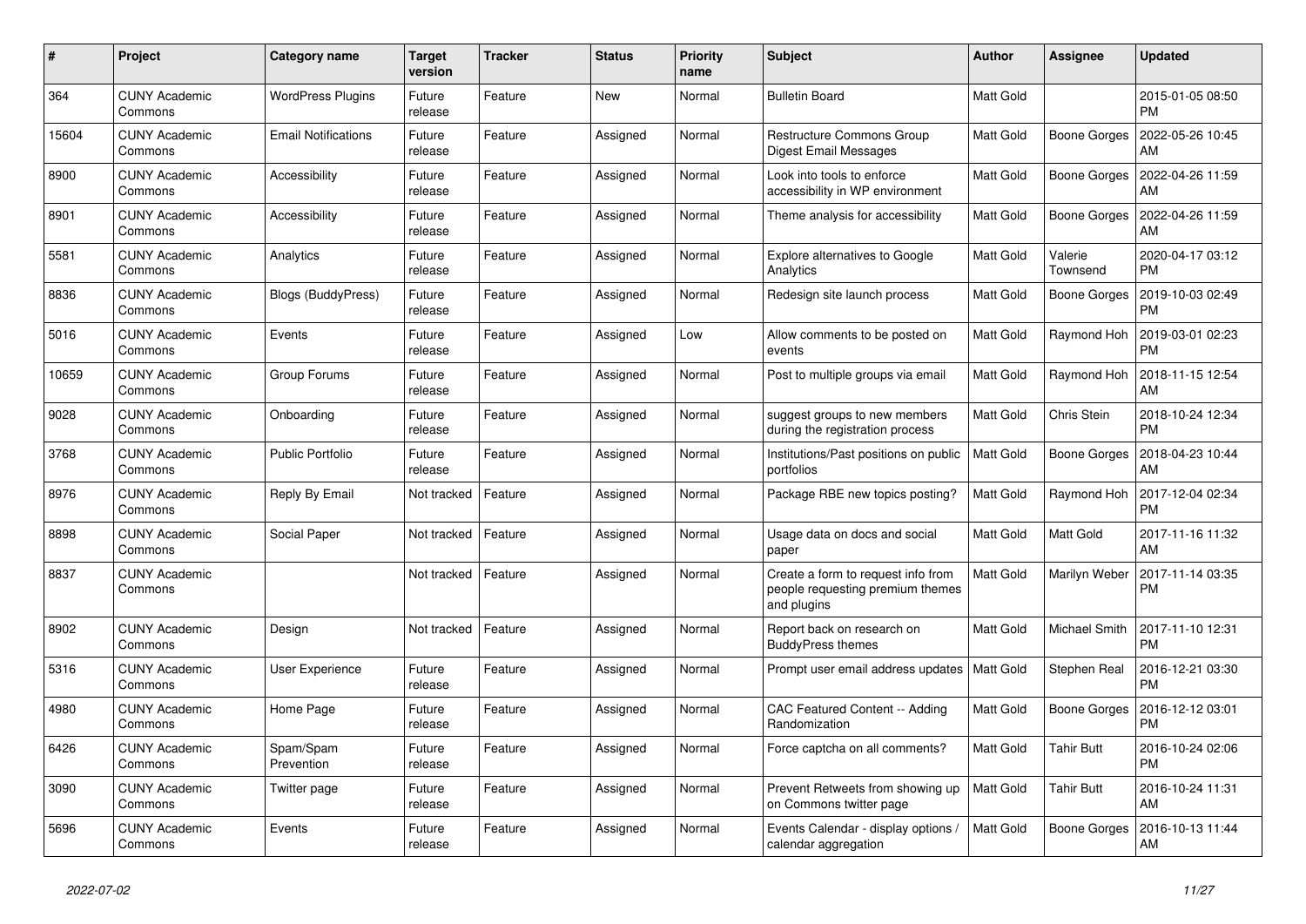| # | Project | Category name | Target version | Tracker | Status | Priority name | Subject | Author | Assignee | Updated |
|---|---|---|---|---|---|---|---|---|---|---|
| 364 | CUNY Academic Commons | WordPress Plugins | Future release | Feature | New | Normal | Bulletin Board | Matt Gold | | 2015-01-05 08:50 PM |
| 15604 | CUNY Academic Commons | Email Notifications | Future release | Feature | Assigned | Normal | Restructure Commons Group Digest Email Messages | Matt Gold | Boone Gorges | 2022-05-26 10:45 AM |
| 8900 | CUNY Academic Commons | Accessibility | Future release | Feature | Assigned | Normal | Look into tools to enforce accessibility in WP environment | Matt Gold | Boone Gorges | 2022-04-26 11:59 AM |
| 8901 | CUNY Academic Commons | Accessibility | Future release | Feature | Assigned | Normal | Theme analysis for accessibility | Matt Gold | Boone Gorges | 2022-04-26 11:59 AM |
| 5581 | CUNY Academic Commons | Analytics | Future release | Feature | Assigned | Normal | Explore alternatives to Google Analytics | Matt Gold | Valerie Townsend | 2020-04-17 03:12 PM |
| 8836 | CUNY Academic Commons | Blogs (BuddyPress) | Future release | Feature | Assigned | Normal | Redesign site launch process | Matt Gold | Boone Gorges | 2019-10-03 02:49 PM |
| 5016 | CUNY Academic Commons | Events | Future release | Feature | Assigned | Low | Allow comments to be posted on events | Matt Gold | Raymond Hoh | 2019-03-01 02:23 PM |
| 10659 | CUNY Academic Commons | Group Forums | Future release | Feature | Assigned | Normal | Post to multiple groups via email | Matt Gold | Raymond Hoh | 2018-11-15 12:54 AM |
| 9028 | CUNY Academic Commons | Onboarding | Future release | Feature | Assigned | Normal | suggest groups to new members during the registration process | Matt Gold | Chris Stein | 2018-10-24 12:34 PM |
| 3768 | CUNY Academic Commons | Public Portfolio | Future release | Feature | Assigned | Normal | Institutions/Past positions on public portfolios | Matt Gold | Boone Gorges | 2018-04-23 10:44 AM |
| 8976 | CUNY Academic Commons | Reply By Email | Not tracked | Feature | Assigned | Normal | Package RBE new topics posting? | Matt Gold | Raymond Hoh | 2017-12-04 02:34 PM |
| 8898 | CUNY Academic Commons | Social Paper | Not tracked | Feature | Assigned | Normal | Usage data on docs and social paper | Matt Gold | Matt Gold | 2017-11-16 11:32 AM |
| 8837 | CUNY Academic Commons | | Not tracked | Feature | Assigned | Normal | Create a form to request info from people requesting premium themes and plugins | Matt Gold | Marilyn Weber | 2017-11-14 03:35 PM |
| 8902 | CUNY Academic Commons | Design | Not tracked | Feature | Assigned | Normal | Report back on research on BuddyPress themes | Matt Gold | Michael Smith | 2017-11-10 12:31 PM |
| 5316 | CUNY Academic Commons | User Experience | Future release | Feature | Assigned | Normal | Prompt user email address updates | Matt Gold | Stephen Real | 2016-12-21 03:30 PM |
| 4980 | CUNY Academic Commons | Home Page | Future release | Feature | Assigned | Normal | CAC Featured Content -- Adding Randomization | Matt Gold | Boone Gorges | 2016-12-12 03:01 PM |
| 6426 | CUNY Academic Commons | Spam/Spam Prevention | Future release | Feature | Assigned | Normal | Force captcha on all comments? | Matt Gold | Tahir Butt | 2016-10-24 02:06 PM |
| 3090 | CUNY Academic Commons | Twitter page | Future release | Feature | Assigned | Normal | Prevent Retweets from showing up on Commons twitter page | Matt Gold | Tahir Butt | 2016-10-24 11:31 AM |
| 5696 | CUNY Academic Commons | Events | Future release | Feature | Assigned | Normal | Events Calendar - display options / calendar aggregation | Matt Gold | Boone Gorges | 2016-10-13 11:44 AM |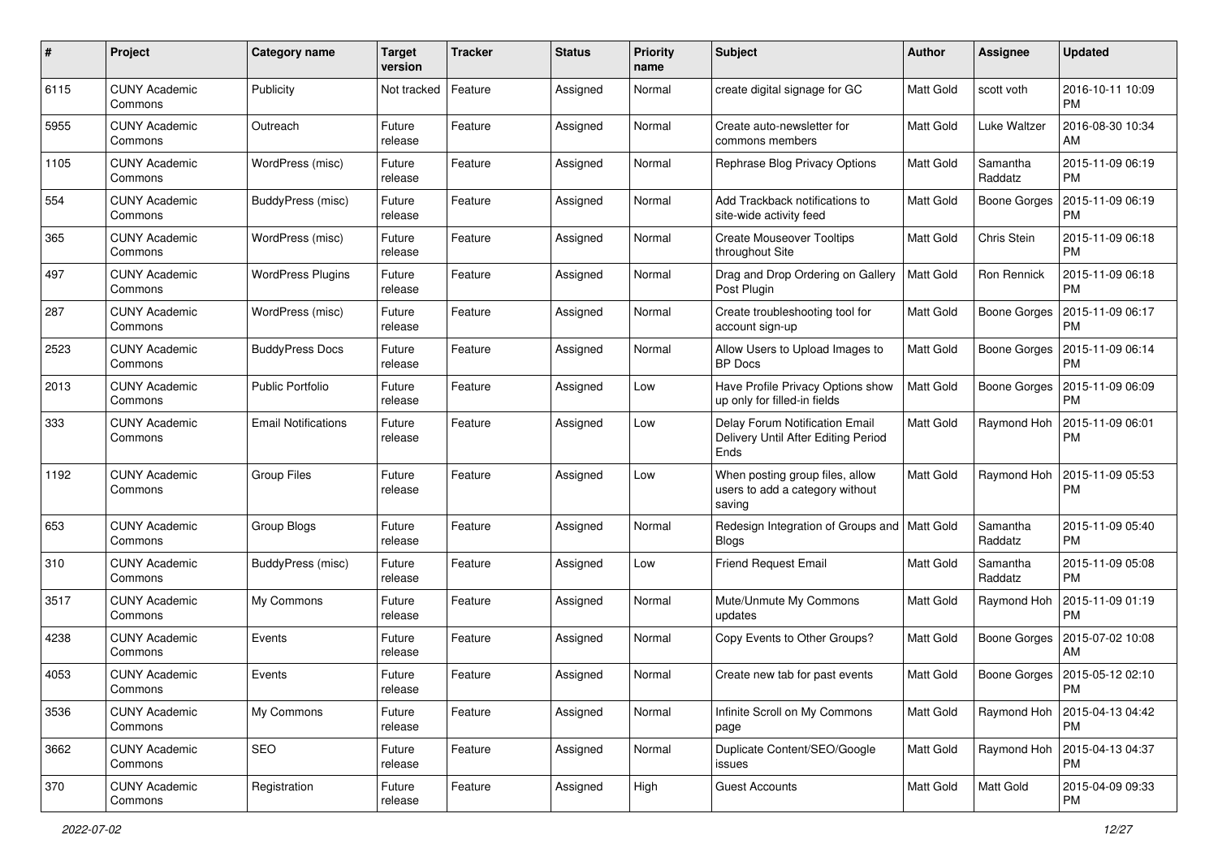| # | Project | Category name | Target version | Tracker | Status | Priority name | Subject | Author | Assignee | Updated |
|---|---|---|---|---|---|---|---|---|---|---|
| 6115 | CUNY Academic Commons | Publicity | Not tracked | Feature | Assigned | Normal | create digital signage for GC | Matt Gold | scott voth | 2016-10-11 10:09 PM |
| 5955 | CUNY Academic Commons | Outreach | Future release | Feature | Assigned | Normal | Create auto-newsletter for commons members | Matt Gold | Luke Waltzer | 2016-08-30 10:34 AM |
| 1105 | CUNY Academic Commons | WordPress (misc) | Future release | Feature | Assigned | Normal | Rephrase Blog Privacy Options | Matt Gold | Samantha Raddatz | 2015-11-09 06:19 PM |
| 554 | CUNY Academic Commons | BuddyPress (misc) | Future release | Feature | Assigned | Normal | Add Trackback notifications to site-wide activity feed | Matt Gold | Boone Gorges | 2015-11-09 06:19 PM |
| 365 | CUNY Academic Commons | WordPress (misc) | Future release | Feature | Assigned | Normal | Create Mouseover Tooltips throughout Site | Matt Gold | Chris Stein | 2015-11-09 06:18 PM |
| 497 | CUNY Academic Commons | WordPress Plugins | Future release | Feature | Assigned | Normal | Drag and Drop Ordering on Gallery Post Plugin | Matt Gold | Ron Rennick | 2015-11-09 06:18 PM |
| 287 | CUNY Academic Commons | WordPress (misc) | Future release | Feature | Assigned | Normal | Create troubleshooting tool for account sign-up | Matt Gold | Boone Gorges | 2015-11-09 06:17 PM |
| 2523 | CUNY Academic Commons | BuddyPress Docs | Future release | Feature | Assigned | Normal | Allow Users to Upload Images to BP Docs | Matt Gold | Boone Gorges | 2015-11-09 06:14 PM |
| 2013 | CUNY Academic Commons | Public Portfolio | Future release | Feature | Assigned | Low | Have Profile Privacy Options show up only for filled-in fields | Matt Gold | Boone Gorges | 2015-11-09 06:09 PM |
| 333 | CUNY Academic Commons | Email Notifications | Future release | Feature | Assigned | Low | Delay Forum Notification Email Delivery Until After Editing Period Ends | Matt Gold | Raymond Hoh | 2015-11-09 06:01 PM |
| 1192 | CUNY Academic Commons | Group Files | Future release | Feature | Assigned | Low | When posting group files, allow users to add a category without saving | Matt Gold | Raymond Hoh | 2015-11-09 05:53 PM |
| 653 | CUNY Academic Commons | Group Blogs | Future release | Feature | Assigned | Normal | Redesign Integration of Groups and Blogs | Matt Gold | Samantha Raddatz | 2015-11-09 05:40 PM |
| 310 | CUNY Academic Commons | BuddyPress (misc) | Future release | Feature | Assigned | Low | Friend Request Email | Matt Gold | Samantha Raddatz | 2015-11-09 05:08 PM |
| 3517 | CUNY Academic Commons | My Commons | Future release | Feature | Assigned | Normal | Mute/Unmute My Commons updates | Matt Gold | Raymond Hoh | 2015-11-09 01:19 PM |
| 4238 | CUNY Academic Commons | Events | Future release | Feature | Assigned | Normal | Copy Events to Other Groups? | Matt Gold | Boone Gorges | 2015-07-02 10:08 AM |
| 4053 | CUNY Academic Commons | Events | Future release | Feature | Assigned | Normal | Create new tab for past events | Matt Gold | Boone Gorges | 2015-05-12 02:10 PM |
| 3536 | CUNY Academic Commons | My Commons | Future release | Feature | Assigned | Normal | Infinite Scroll on My Commons page | Matt Gold | Raymond Hoh | 2015-04-13 04:42 PM |
| 3662 | CUNY Academic Commons | SEO | Future release | Feature | Assigned | Normal | Duplicate Content/SEO/Google issues | Matt Gold | Raymond Hoh | 2015-04-13 04:37 PM |
| 370 | CUNY Academic Commons | Registration | Future release | Feature | Assigned | High | Guest Accounts | Matt Gold | Matt Gold | 2015-04-09 09:33 PM |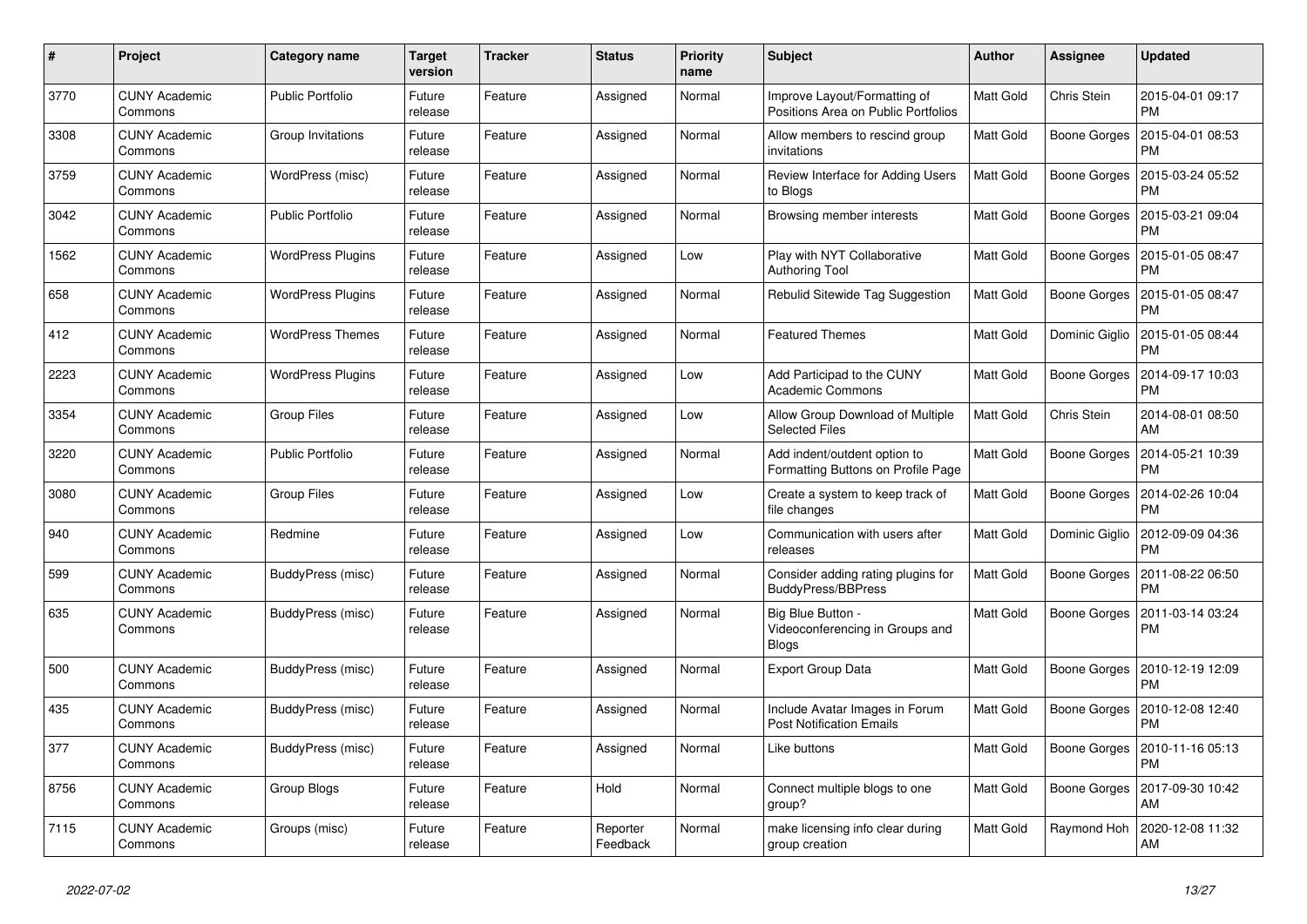| # | Project | Category name | Target version | Tracker | Status | Priority name | Subject | Author | Assignee | Updated |
|---|---|---|---|---|---|---|---|---|---|---|
| 3770 | CUNY Academic Commons | Public Portfolio | Future release | Feature | Assigned | Normal | Improve Layout/Formatting of Positions Area on Public Portfolios | Matt Gold | Chris Stein | 2015-04-01 09:17 PM |
| 3308 | CUNY Academic Commons | Group Invitations | Future release | Feature | Assigned | Normal | Allow members to rescind group invitations | Matt Gold | Boone Gorges | 2015-04-01 08:53 PM |
| 3759 | CUNY Academic Commons | WordPress (misc) | Future release | Feature | Assigned | Normal | Review Interface for Adding Users to Blogs | Matt Gold | Boone Gorges | 2015-03-24 05:52 PM |
| 3042 | CUNY Academic Commons | Public Portfolio | Future release | Feature | Assigned | Normal | Browsing member interests | Matt Gold | Boone Gorges | 2015-03-21 09:04 PM |
| 1562 | CUNY Academic Commons | WordPress Plugins | Future release | Feature | Assigned | Low | Play with NYT Collaborative Authoring Tool | Matt Gold | Boone Gorges | 2015-01-05 08:47 PM |
| 658 | CUNY Academic Commons | WordPress Plugins | Future release | Feature | Assigned | Normal | Rebulid Sitewide Tag Suggestion | Matt Gold | Boone Gorges | 2015-01-05 08:47 PM |
| 412 | CUNY Academic Commons | WordPress Themes | Future release | Feature | Assigned | Normal | Featured Themes | Matt Gold | Dominic Giglio | 2015-01-05 08:44 PM |
| 2223 | CUNY Academic Commons | WordPress Plugins | Future release | Feature | Assigned | Low | Add Participad to the CUNY Academic Commons | Matt Gold | Boone Gorges | 2014-09-17 10:03 PM |
| 3354 | CUNY Academic Commons | Group Files | Future release | Feature | Assigned | Low | Allow Group Download of Multiple Selected Files | Matt Gold | Chris Stein | 2014-08-01 08:50 AM |
| 3220 | CUNY Academic Commons | Public Portfolio | Future release | Feature | Assigned | Normal | Add indent/outdent option to Formatting Buttons on Profile Page | Matt Gold | Boone Gorges | 2014-05-21 10:39 PM |
| 3080 | CUNY Academic Commons | Group Files | Future release | Feature | Assigned | Low | Create a system to keep track of file changes | Matt Gold | Boone Gorges | 2014-02-26 10:04 PM |
| 940 | CUNY Academic Commons | Redmine | Future release | Feature | Assigned | Low | Communication with users after releases | Matt Gold | Dominic Giglio | 2012-09-09 04:36 PM |
| 599 | CUNY Academic Commons | BuddyPress (misc) | Future release | Feature | Assigned | Normal | Consider adding rating plugins for BuddyPress/BBPress | Matt Gold | Boone Gorges | 2011-08-22 06:50 PM |
| 635 | CUNY Academic Commons | BuddyPress (misc) | Future release | Feature | Assigned | Normal | Big Blue Button - Videoconferencing in Groups and Blogs | Matt Gold | Boone Gorges | 2011-03-14 03:24 PM |
| 500 | CUNY Academic Commons | BuddyPress (misc) | Future release | Feature | Assigned | Normal | Export Group Data | Matt Gold | Boone Gorges | 2010-12-19 12:09 PM |
| 435 | CUNY Academic Commons | BuddyPress (misc) | Future release | Feature | Assigned | Normal | Include Avatar Images in Forum Post Notification Emails | Matt Gold | Boone Gorges | 2010-12-08 12:40 PM |
| 377 | CUNY Academic Commons | BuddyPress (misc) | Future release | Feature | Assigned | Normal | Like buttons | Matt Gold | Boone Gorges | 2010-11-16 05:13 PM |
| 8756 | CUNY Academic Commons | Group Blogs | Future release | Feature | Hold | Normal | Connect multiple blogs to one group? | Matt Gold | Boone Gorges | 2017-09-30 10:42 AM |
| 7115 | CUNY Academic Commons | Groups (misc) | Future release | Feature | Reporter Feedback | Normal | make licensing info clear during group creation | Matt Gold | Raymond Hoh | 2020-12-08 11:32 AM |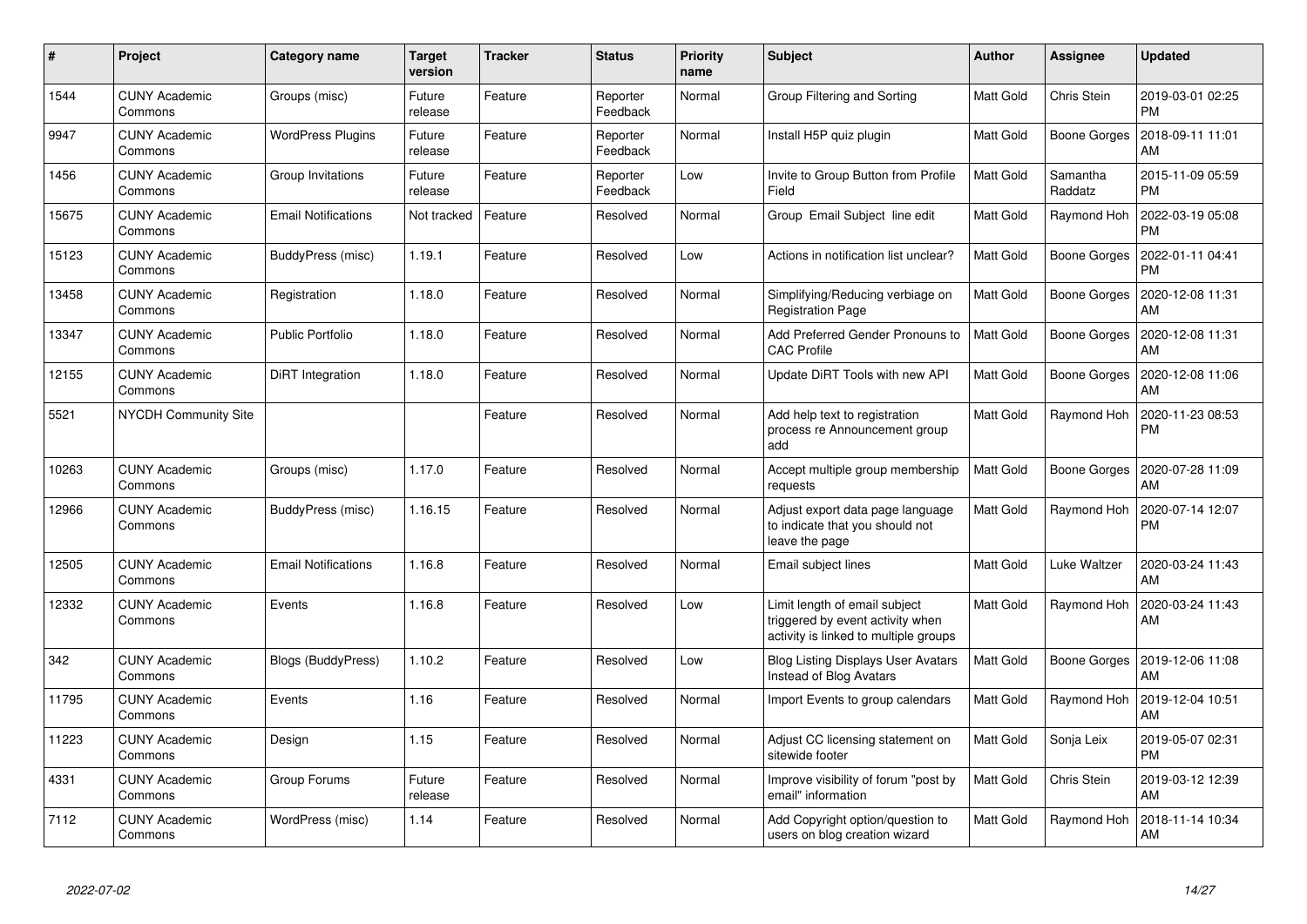| # | Project | Category name | Target version | Tracker | Status | Priority name | Subject | Author | Assignee | Updated |
|---|---|---|---|---|---|---|---|---|---|---|
| 1544 | CUNY Academic Commons | Groups (misc) | Future release | Feature | Reporter Feedback | Normal | Group Filtering and Sorting | Matt Gold | Chris Stein | 2019-03-01 02:25 PM |
| 9947 | CUNY Academic Commons | WordPress Plugins | Future release | Feature | Reporter Feedback | Normal | Install H5P quiz plugin | Matt Gold | Boone Gorges | 2018-09-11 11:01 AM |
| 1456 | CUNY Academic Commons | Group Invitations | Future release | Feature | Reporter Feedback | Low | Invite to Group Button from Profile Field | Matt Gold | Samantha Raddatz | 2015-11-09 05:59 PM |
| 15675 | CUNY Academic Commons | Email Notifications | Not tracked | Feature | Resolved | Normal | Group Email Subject line edit | Matt Gold | Raymond Hoh | 2022-03-19 05:08 PM |
| 15123 | CUNY Academic Commons | BuddyPress (misc) | 1.19.1 | Feature | Resolved | Low | Actions in notification list unclear? | Matt Gold | Boone Gorges | 2022-01-11 04:41 PM |
| 13458 | CUNY Academic Commons | Registration | 1.18.0 | Feature | Resolved | Normal | Simplifying/Reducing verbiage on Registration Page | Matt Gold | Boone Gorges | 2020-12-08 11:31 AM |
| 13347 | CUNY Academic Commons | Public Portfolio | 1.18.0 | Feature | Resolved | Normal | Add Preferred Gender Pronouns to CAC Profile | Matt Gold | Boone Gorges | 2020-12-08 11:31 AM |
| 12155 | CUNY Academic Commons | DiRT Integration | 1.18.0 | Feature | Resolved | Normal | Update DiRT Tools with new API | Matt Gold | Boone Gorges | 2020-12-08 11:06 AM |
| 5521 | NYCDH Community Site | | | Feature | Resolved | Normal | Add help text to registration process re Announcement group add | Matt Gold | Raymond Hoh | 2020-11-23 08:53 PM |
| 10263 | CUNY Academic Commons | Groups (misc) | 1.17.0 | Feature | Resolved | Normal | Accept multiple group membership requests | Matt Gold | Boone Gorges | 2020-07-28 11:09 AM |
| 12966 | CUNY Academic Commons | BuddyPress (misc) | 1.16.15 | Feature | Resolved | Normal | Adjust export data page language to indicate that you should not leave the page | Matt Gold | Raymond Hoh | 2020-07-14 12:07 PM |
| 12505 | CUNY Academic Commons | Email Notifications | 1.16.8 | Feature | Resolved | Normal | Email subject lines | Matt Gold | Luke Waltzer | 2020-03-24 11:43 AM |
| 12332 | CUNY Academic Commons | Events | 1.16.8 | Feature | Resolved | Low | Limit length of email subject triggered by event activity when activity is linked to multiple groups | Matt Gold | Raymond Hoh | 2020-03-24 11:43 AM |
| 342 | CUNY Academic Commons | Blogs (BuddyPress) | 1.10.2 | Feature | Resolved | Low | Blog Listing Displays User Avatars Instead of Blog Avatars | Matt Gold | Boone Gorges | 2019-12-06 11:08 AM |
| 11795 | CUNY Academic Commons | Events | 1.16 | Feature | Resolved | Normal | Import Events to group calendars | Matt Gold | Raymond Hoh | 2019-12-04 10:51 AM |
| 11223 | CUNY Academic Commons | Design | 1.15 | Feature | Resolved | Normal | Adjust CC licensing statement on sitewide footer | Matt Gold | Sonja Leix | 2019-05-07 02:31 PM |
| 4331 | CUNY Academic Commons | Group Forums | Future release | Feature | Resolved | Normal | Improve visibility of forum "post by email" information | Matt Gold | Chris Stein | 2019-03-12 12:39 AM |
| 7112 | CUNY Academic Commons | WordPress (misc) | 1.14 | Feature | Resolved | Normal | Add Copyright option/question to users on blog creation wizard | Matt Gold | Raymond Hoh | 2018-11-14 10:34 AM |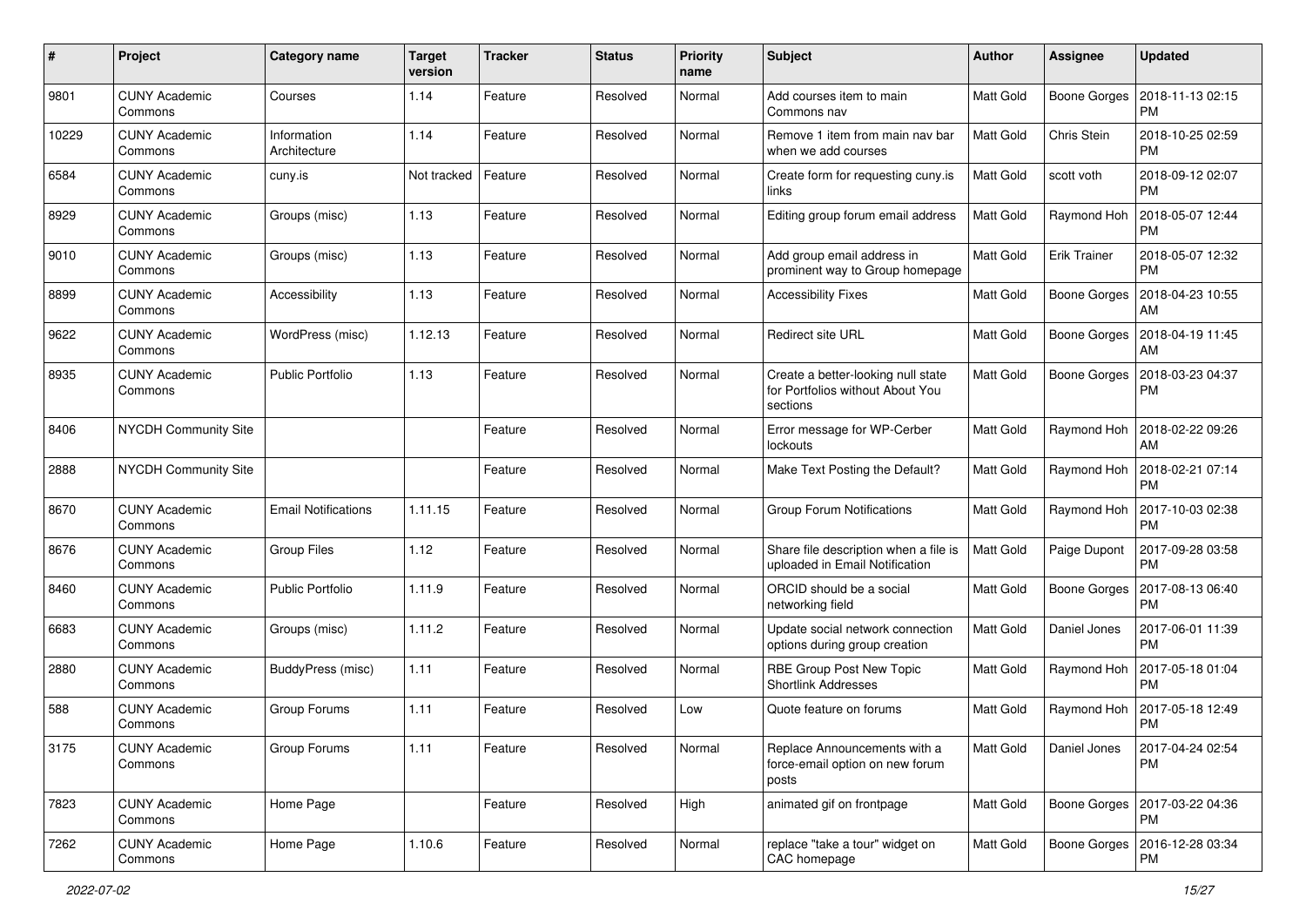| # | Project | Category name | Target version | Tracker | Status | Priority name | Subject | Author | Assignee | Updated |
|---|---|---|---|---|---|---|---|---|---|---|
| 9801 | CUNY Academic Commons | Courses | 1.14 | Feature | Resolved | Normal | Add courses item to main Commons nav | Matt Gold | Boone Gorges | 2018-11-13 02:15 PM |
| 10229 | CUNY Academic Commons | Information Architecture | 1.14 | Feature | Resolved | Normal | Remove 1 item from main nav bar when we add courses | Matt Gold | Chris Stein | 2018-10-25 02:59 PM |
| 6584 | CUNY Academic Commons | cuny.is | Not tracked | Feature | Resolved | Normal | Create form for requesting cuny.is links | Matt Gold | scott voth | 2018-09-12 02:07 PM |
| 8929 | CUNY Academic Commons | Groups (misc) | 1.13 | Feature | Resolved | Normal | Editing group forum email address | Matt Gold | Raymond Hoh | 2018-05-07 12:44 PM |
| 9010 | CUNY Academic Commons | Groups (misc) | 1.13 | Feature | Resolved | Normal | Add group email address in prominent way to Group homepage | Matt Gold | Erik Trainer | 2018-05-07 12:32 PM |
| 8899 | CUNY Academic Commons | Accessibility | 1.13 | Feature | Resolved | Normal | Accessibility Fixes | Matt Gold | Boone Gorges | 2018-04-23 10:55 AM |
| 9622 | CUNY Academic Commons | WordPress (misc) | 1.12.13 | Feature | Resolved | Normal | Redirect site URL | Matt Gold | Boone Gorges | 2018-04-19 11:45 AM |
| 8935 | CUNY Academic Commons | Public Portfolio | 1.13 | Feature | Resolved | Normal | Create a better-looking null state for Portfolios without About You sections | Matt Gold | Boone Gorges | 2018-03-23 04:37 PM |
| 8406 | NYCDH Community Site | | | Feature | Resolved | Normal | Error message for WP-Cerber lockouts | Matt Gold | Raymond Hoh | 2018-02-22 09:26 AM |
| 2888 | NYCDH Community Site | | | Feature | Resolved | Normal | Make Text Posting the Default? | Matt Gold | Raymond Hoh | 2018-02-21 07:14 PM |
| 8670 | CUNY Academic Commons | Email Notifications | 1.11.15 | Feature | Resolved | Normal | Group Forum Notifications | Matt Gold | Raymond Hoh | 2017-10-03 02:38 PM |
| 8676 | CUNY Academic Commons | Group Files | 1.12 | Feature | Resolved | Normal | Share file description when a file is uploaded in Email Notification | Matt Gold | Paige Dupont | 2017-09-28 03:58 PM |
| 8460 | CUNY Academic Commons | Public Portfolio | 1.11.9 | Feature | Resolved | Normal | ORCID should be a social networking field | Matt Gold | Boone Gorges | 2017-08-13 06:40 PM |
| 6683 | CUNY Academic Commons | Groups (misc) | 1.11.2 | Feature | Resolved | Normal | Update social network connection options during group creation | Matt Gold | Daniel Jones | 2017-06-01 11:39 PM |
| 2880 | CUNY Academic Commons | BuddyPress (misc) | 1.11 | Feature | Resolved | Normal | RBE Group Post New Topic Shortlink Addresses | Matt Gold | Raymond Hoh | 2017-05-18 01:04 PM |
| 588 | CUNY Academic Commons | Group Forums | 1.11 | Feature | Resolved | Low | Quote feature on forums | Matt Gold | Raymond Hoh | 2017-05-18 12:49 PM |
| 3175 | CUNY Academic Commons | Group Forums | 1.11 | Feature | Resolved | Normal | Replace Announcements with a force-email option on new forum posts | Matt Gold | Daniel Jones | 2017-04-24 02:54 PM |
| 7823 | CUNY Academic Commons | Home Page | | Feature | Resolved | High | animated gif on frontpage | Matt Gold | Boone Gorges | 2017-03-22 04:36 PM |
| 7262 | CUNY Academic Commons | Home Page | 1.10.6 | Feature | Resolved | Normal | replace "take a tour" widget on CAC homepage | Matt Gold | Boone Gorges | 2016-12-28 03:34 PM |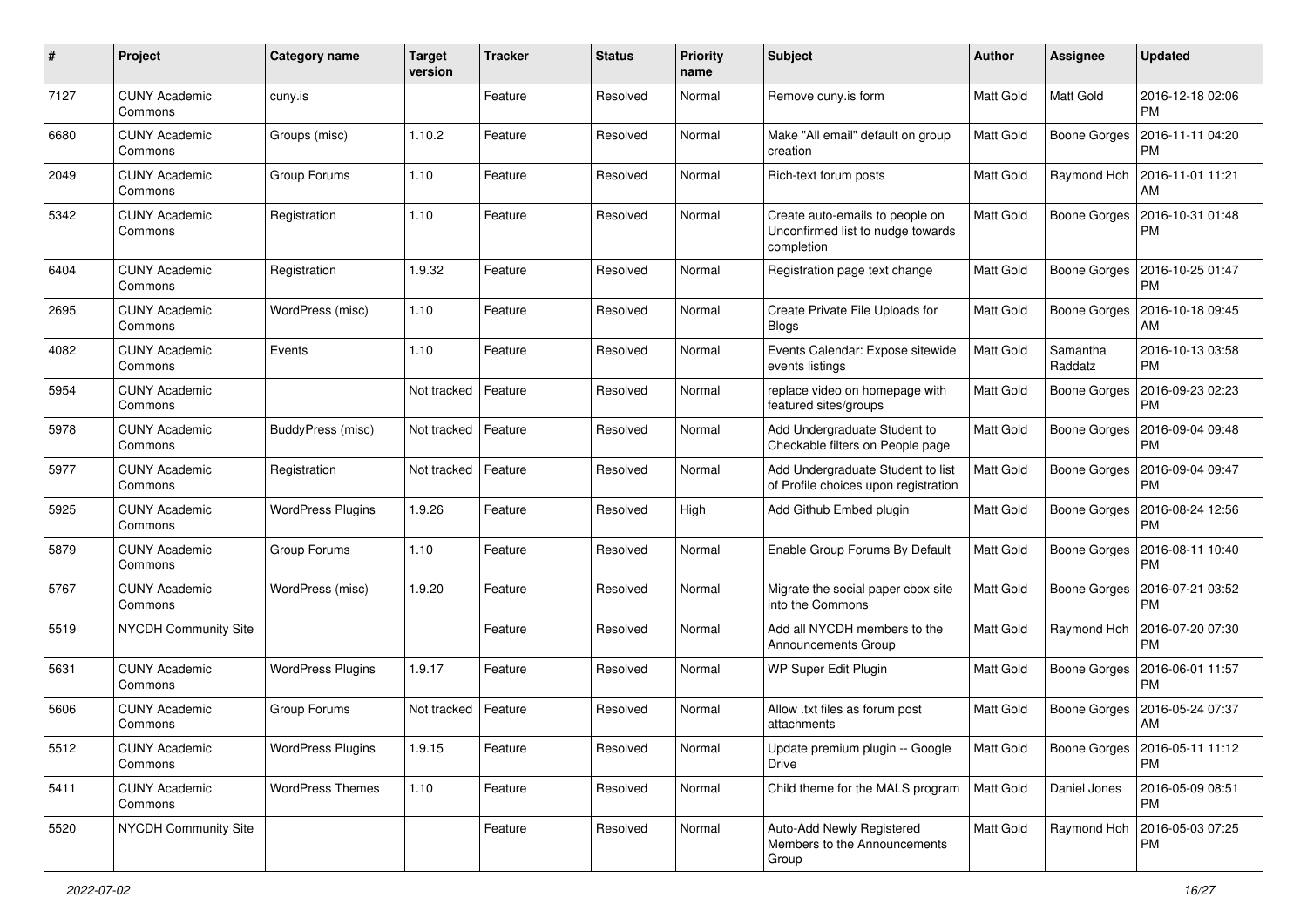| # | Project | Category name | Target version | Tracker | Status | Priority name | Subject | Author | Assignee | Updated |
|---|---|---|---|---|---|---|---|---|---|---|
| 7127 | CUNY Academic Commons | cuny.is | | Feature | Resolved | Normal | Remove cuny.is form | Matt Gold | Matt Gold | 2016-12-18 02:06 PM |
| 6680 | CUNY Academic Commons | Groups (misc) | 1.10.2 | Feature | Resolved | Normal | Make "All email" default on group creation | Matt Gold | Boone Gorges | 2016-11-11 04:20 PM |
| 2049 | CUNY Academic Commons | Group Forums | 1.10 | Feature | Resolved | Normal | Rich-text forum posts | Matt Gold | Raymond Hoh | 2016-11-01 11:21 AM |
| 5342 | CUNY Academic Commons | Registration | 1.10 | Feature | Resolved | Normal | Create auto-emails to people on Unconfirmed list to nudge towards completion | Matt Gold | Boone Gorges | 2016-10-31 01:48 PM |
| 6404 | CUNY Academic Commons | Registration | 1.9.32 | Feature | Resolved | Normal | Registration page text change | Matt Gold | Boone Gorges | 2016-10-25 01:47 PM |
| 2695 | CUNY Academic Commons | WordPress (misc) | 1.10 | Feature | Resolved | Normal | Create Private File Uploads for Blogs | Matt Gold | Boone Gorges | 2016-10-18 09:45 AM |
| 4082 | CUNY Academic Commons | Events | 1.10 | Feature | Resolved | Normal | Events Calendar: Expose sitewide events listings | Matt Gold | Samantha Raddatz | 2016-10-13 03:58 PM |
| 5954 | CUNY Academic Commons | | Not tracked | Feature | Resolved | Normal | replace video on homepage with featured sites/groups | Matt Gold | Boone Gorges | 2016-09-23 02:23 PM |
| 5978 | CUNY Academic Commons | BuddyPress (misc) | Not tracked | Feature | Resolved | Normal | Add Undergraduate Student to Checkable filters on People page | Matt Gold | Boone Gorges | 2016-09-04 09:48 PM |
| 5977 | CUNY Academic Commons | Registration | Not tracked | Feature | Resolved | Normal | Add Undergraduate Student to list of Profile choices upon registration | Matt Gold | Boone Gorges | 2016-09-04 09:47 PM |
| 5925 | CUNY Academic Commons | WordPress Plugins | 1.9.26 | Feature | Resolved | High | Add Github Embed plugin | Matt Gold | Boone Gorges | 2016-08-24 12:56 PM |
| 5879 | CUNY Academic Commons | Group Forums | 1.10 | Feature | Resolved | Normal | Enable Group Forums By Default | Matt Gold | Boone Gorges | 2016-08-11 10:40 PM |
| 5767 | CUNY Academic Commons | WordPress (misc) | 1.9.20 | Feature | Resolved | Normal | Migrate the social paper cbox site into the Commons | Matt Gold | Boone Gorges | 2016-07-21 03:52 PM |
| 5519 | NYCDH Community Site | | | Feature | Resolved | Normal | Add all NYCDH members to the Announcements Group | Matt Gold | Raymond Hoh | 2016-07-20 07:30 PM |
| 5631 | CUNY Academic Commons | WordPress Plugins | 1.9.17 | Feature | Resolved | Normal | WP Super Edit Plugin | Matt Gold | Boone Gorges | 2016-06-01 11:57 PM |
| 5606 | CUNY Academic Commons | Group Forums | Not tracked | Feature | Resolved | Normal | Allow .txt files as forum post attachments | Matt Gold | Boone Gorges | 2016-05-24 07:37 AM |
| 5512 | CUNY Academic Commons | WordPress Plugins | 1.9.15 | Feature | Resolved | Normal | Update premium plugin -- Google Drive | Matt Gold | Boone Gorges | 2016-05-11 11:12 PM |
| 5411 | CUNY Academic Commons | WordPress Themes | 1.10 | Feature | Resolved | Normal | Child theme for the MALS program | Matt Gold | Daniel Jones | 2016-05-09 08:51 PM |
| 5520 | NYCDH Community Site | | | Feature | Resolved | Normal | Auto-Add Newly Registered Members to the Announcements Group | Matt Gold | Raymond Hoh | 2016-05-03 07:25 PM |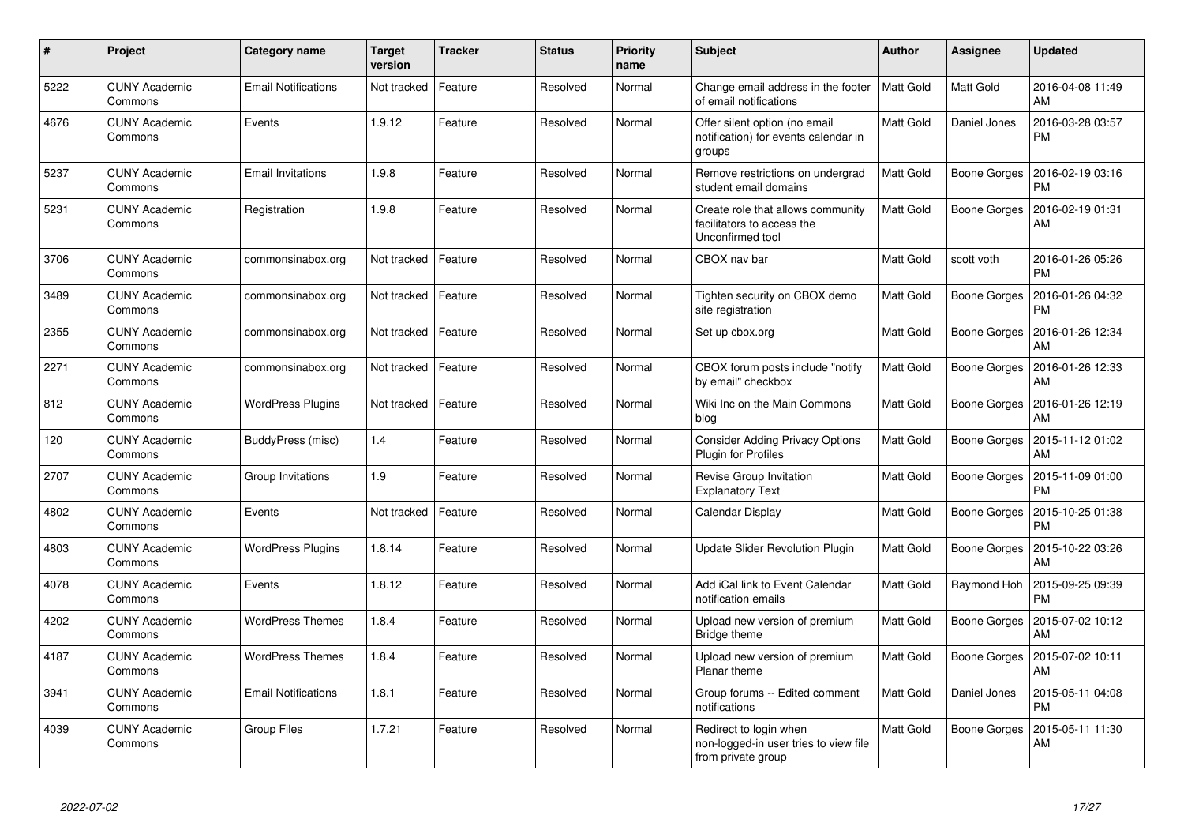| # | Project | Category name | Target version | Tracker | Status | Priority name | Subject | Author | Assignee | Updated |
|---|---|---|---|---|---|---|---|---|---|---|
| 5222 | CUNY Academic Commons | Email Notifications | Not tracked | Feature | Resolved | Normal | Change email address in the footer of email notifications | Matt Gold | Matt Gold | 2016-04-08 11:49 AM |
| 4676 | CUNY Academic Commons | Events | 1.9.12 | Feature | Resolved | Normal | Offer silent option (no email notification) for events calendar in groups | Matt Gold | Daniel Jones | 2016-03-28 03:57 PM |
| 5237 | CUNY Academic Commons | Email Invitations | 1.9.8 | Feature | Resolved | Normal | Remove restrictions on undergrad student email domains | Matt Gold | Boone Gorges | 2016-02-19 03:16 PM |
| 5231 | CUNY Academic Commons | Registration | 1.9.8 | Feature | Resolved | Normal | Create role that allows community facilitators to access the Unconfirmed tool | Matt Gold | Boone Gorges | 2016-02-19 01:31 AM |
| 3706 | CUNY Academic Commons | commonsinabox.org | Not tracked | Feature | Resolved | Normal | CBOX nav bar | Matt Gold | scott voth | 2016-01-26 05:26 PM |
| 3489 | CUNY Academic Commons | commonsinabox.org | Not tracked | Feature | Resolved | Normal | Tighten security on CBOX demo site registration | Matt Gold | Boone Gorges | 2016-01-26 04:32 PM |
| 2355 | CUNY Academic Commons | commonsinabox.org | Not tracked | Feature | Resolved | Normal | Set up cbox.org | Matt Gold | Boone Gorges | 2016-01-26 12:34 AM |
| 2271 | CUNY Academic Commons | commonsinabox.org | Not tracked | Feature | Resolved | Normal | CBOX forum posts include "notify by email" checkbox | Matt Gold | Boone Gorges | 2016-01-26 12:33 AM |
| 812 | CUNY Academic Commons | WordPress Plugins | Not tracked | Feature | Resolved | Normal | Wiki Inc on the Main Commons blog | Matt Gold | Boone Gorges | 2016-01-26 12:19 AM |
| 120 | CUNY Academic Commons | BuddyPress (misc) | 1.4 | Feature | Resolved | Normal | Consider Adding Privacy Options Plugin for Profiles | Matt Gold | Boone Gorges | 2015-11-12 01:02 AM |
| 2707 | CUNY Academic Commons | Group Invitations | 1.9 | Feature | Resolved | Normal | Revise Group Invitation Explanatory Text | Matt Gold | Boone Gorges | 2015-11-09 01:00 PM |
| 4802 | CUNY Academic Commons | Events | Not tracked | Feature | Resolved | Normal | Calendar Display | Matt Gold | Boone Gorges | 2015-10-25 01:38 PM |
| 4803 | CUNY Academic Commons | WordPress Plugins | 1.8.14 | Feature | Resolved | Normal | Update Slider Revolution Plugin | Matt Gold | Boone Gorges | 2015-10-22 03:26 AM |
| 4078 | CUNY Academic Commons | Events | 1.8.12 | Feature | Resolved | Normal | Add iCal link to Event Calendar notification emails | Matt Gold | Raymond Hoh | 2015-09-25 09:39 PM |
| 4202 | CUNY Academic Commons | WordPress Themes | 1.8.4 | Feature | Resolved | Normal | Upload new version of premium Bridge theme | Matt Gold | Boone Gorges | 2015-07-02 10:12 AM |
| 4187 | CUNY Academic Commons | WordPress Themes | 1.8.4 | Feature | Resolved | Normal | Upload new version of premium Planar theme | Matt Gold | Boone Gorges | 2015-07-02 10:11 AM |
| 3941 | CUNY Academic Commons | Email Notifications | 1.8.1 | Feature | Resolved | Normal | Group forums -- Edited comment notifications | Matt Gold | Daniel Jones | 2015-05-11 04:08 PM |
| 4039 | CUNY Academic Commons | Group Files | 1.7.21 | Feature | Resolved | Normal | Redirect to login when non-logged-in user tries to view file from private group | Matt Gold | Boone Gorges | 2015-05-11 11:30 AM |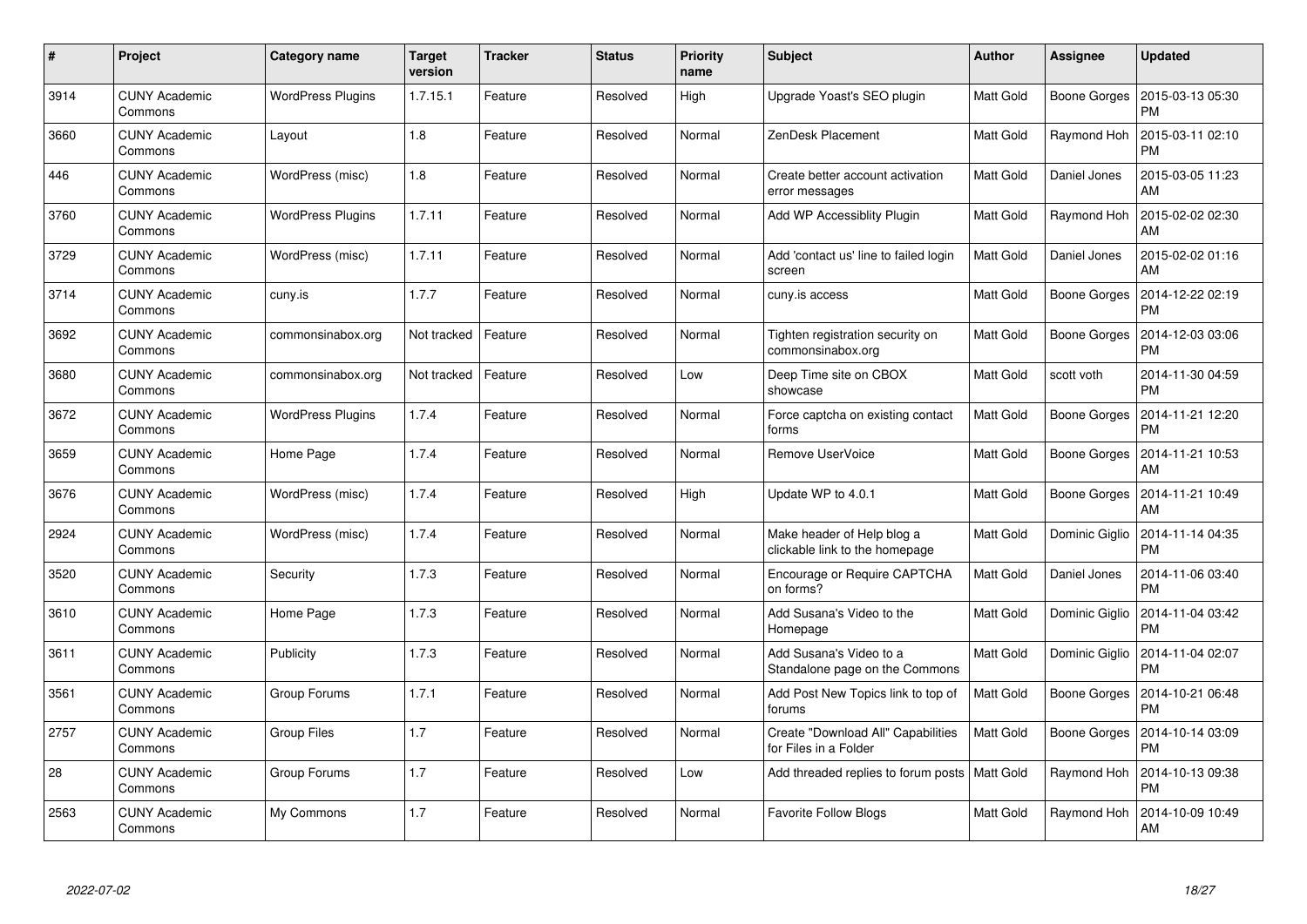| # | Project | Category name | Target version | Tracker | Status | Priority name | Subject | Author | Assignee | Updated |
|---|---|---|---|---|---|---|---|---|---|---|
| 3914 | CUNY Academic Commons | WordPress Plugins | 1.7.15.1 | Feature | Resolved | High | Upgrade Yoast's SEO plugin | Matt Gold | Boone Gorges | 2015-03-13 05:30 PM |
| 3660 | CUNY Academic Commons | Layout | 1.8 | Feature | Resolved | Normal | ZenDesk Placement | Matt Gold | Raymond Hoh | 2015-03-11 02:10 PM |
| 446 | CUNY Academic Commons | WordPress (misc) | 1.8 | Feature | Resolved | Normal | Create better account activation error messages | Matt Gold | Daniel Jones | 2015-03-05 11:23 AM |
| 3760 | CUNY Academic Commons | WordPress Plugins | 1.7.11 | Feature | Resolved | Normal | Add WP Accessiblity Plugin | Matt Gold | Raymond Hoh | 2015-02-02 02:30 AM |
| 3729 | CUNY Academic Commons | WordPress (misc) | 1.7.11 | Feature | Resolved | Normal | Add 'contact us' line to failed login screen | Matt Gold | Daniel Jones | 2015-02-02 01:16 AM |
| 3714 | CUNY Academic Commons | cuny.is | 1.7.7 | Feature | Resolved | Normal | cuny.is access | Matt Gold | Boone Gorges | 2014-12-22 02:19 PM |
| 3692 | CUNY Academic Commons | commonsinabox.org | Not tracked | Feature | Resolved | Normal | Tighten registration security on commonsinabox.org | Matt Gold | Boone Gorges | 2014-12-03 03:06 PM |
| 3680 | CUNY Academic Commons | commonsinabox.org | Not tracked | Feature | Resolved | Low | Deep Time site on CBOX showcase | Matt Gold | scott voth | 2014-11-30 04:59 PM |
| 3672 | CUNY Academic Commons | WordPress Plugins | 1.7.4 | Feature | Resolved | Normal | Force captcha on existing contact forms | Matt Gold | Boone Gorges | 2014-11-21 12:20 PM |
| 3659 | CUNY Academic Commons | Home Page | 1.7.4 | Feature | Resolved | Normal | Remove UserVoice | Matt Gold | Boone Gorges | 2014-11-21 10:53 AM |
| 3676 | CUNY Academic Commons | WordPress (misc) | 1.7.4 | Feature | Resolved | High | Update WP to 4.0.1 | Matt Gold | Boone Gorges | 2014-11-21 10:49 AM |
| 2924 | CUNY Academic Commons | WordPress (misc) | 1.7.4 | Feature | Resolved | Normal | Make header of Help blog a clickable link to the homepage | Matt Gold | Dominic Giglio | 2014-11-14 04:35 PM |
| 3520 | CUNY Academic Commons | Security | 1.7.3 | Feature | Resolved | Normal | Encourage or Require CAPTCHA on forms? | Matt Gold | Daniel Jones | 2014-11-06 03:40 PM |
| 3610 | CUNY Academic Commons | Home Page | 1.7.3 | Feature | Resolved | Normal | Add Susana's Video to the Homepage | Matt Gold | Dominic Giglio | 2014-11-04 03:42 PM |
| 3611 | CUNY Academic Commons | Publicity | 1.7.3 | Feature | Resolved | Normal | Add Susana's Video to a Standalone page on the Commons | Matt Gold | Dominic Giglio | 2014-11-04 02:07 PM |
| 3561 | CUNY Academic Commons | Group Forums | 1.7.1 | Feature | Resolved | Normal | Add Post New Topics link to top of forums | Matt Gold | Boone Gorges | 2014-10-21 06:48 PM |
| 2757 | CUNY Academic Commons | Group Files | 1.7 | Feature | Resolved | Normal | Create "Download All" Capabilities for Files in a Folder | Matt Gold | Boone Gorges | 2014-10-14 03:09 PM |
| 28 | CUNY Academic Commons | Group Forums | 1.7 | Feature | Resolved | Low | Add threaded replies to forum posts | Matt Gold | Raymond Hoh | 2014-10-13 09:38 PM |
| 2563 | CUNY Academic Commons | My Commons | 1.7 | Feature | Resolved | Normal | Favorite Follow Blogs | Matt Gold | Raymond Hoh | 2014-10-09 10:49 AM |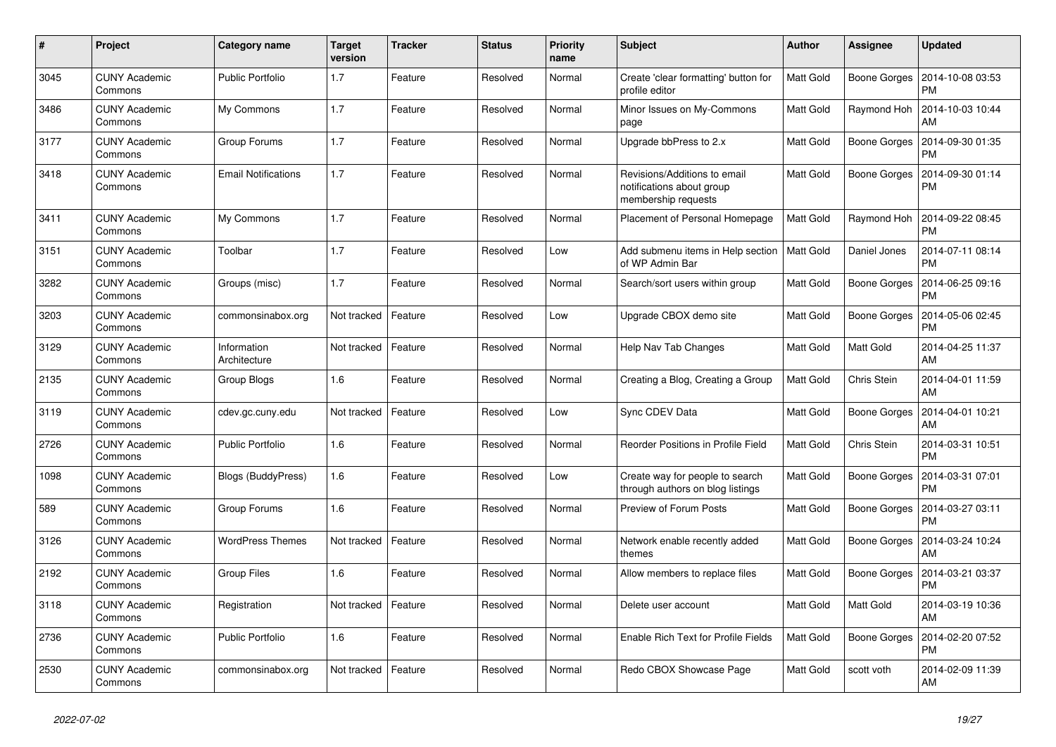| # | Project | Category name | Target version | Tracker | Status | Priority name | Subject | Author | Assignee | Updated |
|---|---|---|---|---|---|---|---|---|---|---|
| 3045 | CUNY Academic Commons | Public Portfolio | 1.7 | Feature | Resolved | Normal | Create 'clear formatting' button for profile editor | Matt Gold | Boone Gorges | 2014-10-08 03:53 PM |
| 3486 | CUNY Academic Commons | My Commons | 1.7 | Feature | Resolved | Normal | Minor Issues on My-Commons page | Matt Gold | Raymond Hoh | 2014-10-03 10:44 AM |
| 3177 | CUNY Academic Commons | Group Forums | 1.7 | Feature | Resolved | Normal | Upgrade bbPress to 2.x | Matt Gold | Boone Gorges | 2014-09-30 01:35 PM |
| 3418 | CUNY Academic Commons | Email Notifications | 1.7 | Feature | Resolved | Normal | Revisions/Additions to email notifications about group membership requests | Matt Gold | Boone Gorges | 2014-09-30 01:14 PM |
| 3411 | CUNY Academic Commons | My Commons | 1.7 | Feature | Resolved | Normal | Placement of Personal Homepage | Matt Gold | Raymond Hoh | 2014-09-22 08:45 PM |
| 3151 | CUNY Academic Commons | Toolbar | 1.7 | Feature | Resolved | Low | Add submenu items in Help section of WP Admin Bar | Matt Gold | Daniel Jones | 2014-07-11 08:14 PM |
| 3282 | CUNY Academic Commons | Groups (misc) | 1.7 | Feature | Resolved | Normal | Search/sort users within group | Matt Gold | Boone Gorges | 2014-06-25 09:16 PM |
| 3203 | CUNY Academic Commons | commonsinabox.org | Not tracked | Feature | Resolved | Low | Upgrade CBOX demo site | Matt Gold | Boone Gorges | 2014-05-06 02:45 PM |
| 3129 | CUNY Academic Commons | Information Architecture | Not tracked | Feature | Resolved | Normal | Help Nav Tab Changes | Matt Gold | Matt Gold | 2014-04-25 11:37 AM |
| 2135 | CUNY Academic Commons | Group Blogs | 1.6 | Feature | Resolved | Normal | Creating a Blog, Creating a Group | Matt Gold | Chris Stein | 2014-04-01 11:59 AM |
| 3119 | CUNY Academic Commons | cdev.gc.cuny.edu | Not tracked | Feature | Resolved | Low | Sync CDEV Data | Matt Gold | Boone Gorges | 2014-04-01 10:21 AM |
| 2726 | CUNY Academic Commons | Public Portfolio | 1.6 | Feature | Resolved | Normal | Reorder Positions in Profile Field | Matt Gold | Chris Stein | 2014-03-31 10:51 PM |
| 1098 | CUNY Academic Commons | Blogs (BuddyPress) | 1.6 | Feature | Resolved | Low | Create way for people to search through authors on blog listings | Matt Gold | Boone Gorges | 2014-03-31 07:01 PM |
| 589 | CUNY Academic Commons | Group Forums | 1.6 | Feature | Resolved | Normal | Preview of Forum Posts | Matt Gold | Boone Gorges | 2014-03-27 03:11 PM |
| 3126 | CUNY Academic Commons | WordPress Themes | Not tracked | Feature | Resolved | Normal | Network enable recently added themes | Matt Gold | Boone Gorges | 2014-03-24 10:24 AM |
| 2192 | CUNY Academic Commons | Group Files | 1.6 | Feature | Resolved | Normal | Allow members to replace files | Matt Gold | Boone Gorges | 2014-03-21 03:37 PM |
| 3118 | CUNY Academic Commons | Registration | Not tracked | Feature | Resolved | Normal | Delete user account | Matt Gold | Matt Gold | 2014-03-19 10:36 AM |
| 2736 | CUNY Academic Commons | Public Portfolio | 1.6 | Feature | Resolved | Normal | Enable Rich Text for Profile Fields | Matt Gold | Boone Gorges | 2014-02-20 07:52 PM |
| 2530 | CUNY Academic Commons | commonsinabox.org | Not tracked | Feature | Resolved | Normal | Redo CBOX Showcase Page | Matt Gold | scott voth | 2014-02-09 11:39 AM |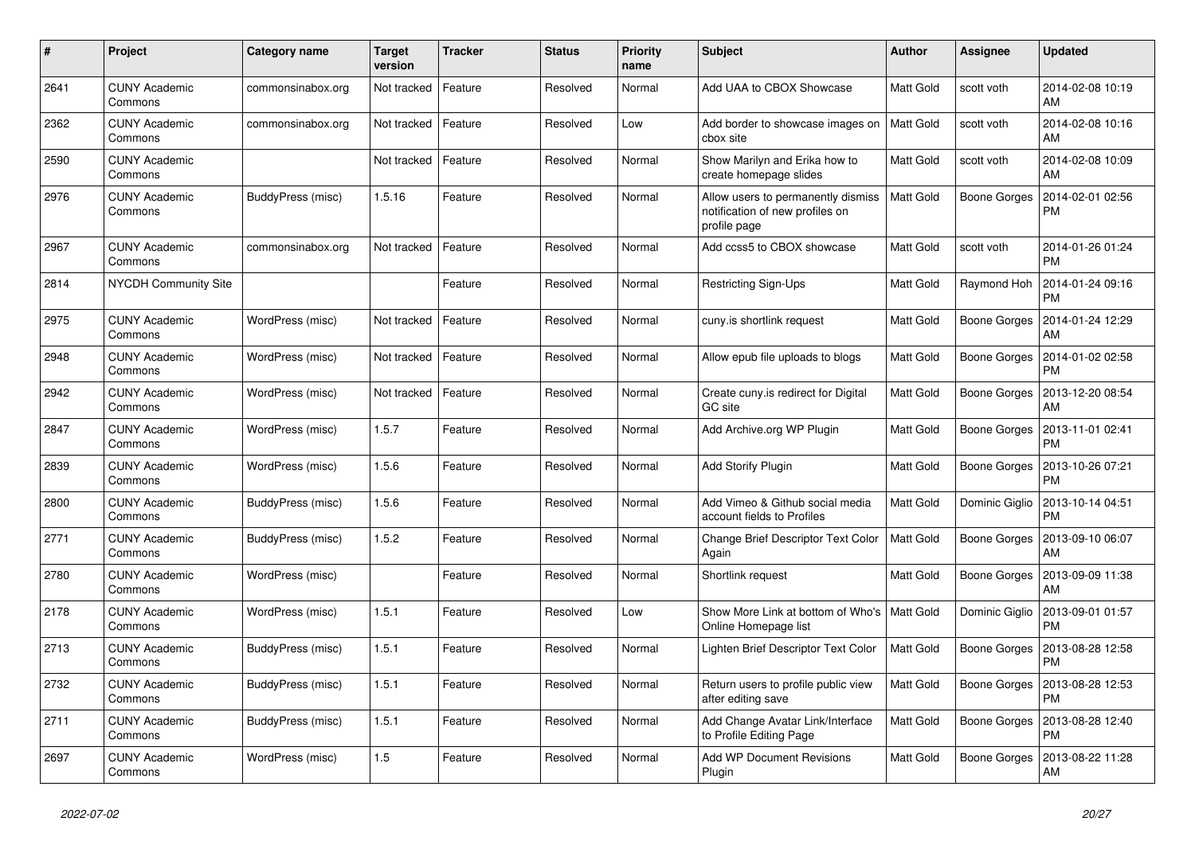| # | Project | Category name | Target version | Tracker | Status | Priority name | Subject | Author | Assignee | Updated |
|---|---|---|---|---|---|---|---|---|---|---|
| 2641 | CUNY Academic Commons | commonsinabox.org | Not tracked | Feature | Resolved | Normal | Add UAA to CBOX Showcase | Matt Gold | scott voth | 2014-02-08 10:19 AM |
| 2362 | CUNY Academic Commons | commonsinabox.org | Not tracked | Feature | Resolved | Low | Add border to showcase images on cbox site | Matt Gold | scott voth | 2014-02-08 10:16 AM |
| 2590 | CUNY Academic Commons | | Not tracked | Feature | Resolved | Normal | Show Marilyn and Erika how to create homepage slides | Matt Gold | scott voth | 2014-02-08 10:09 AM |
| 2976 | CUNY Academic Commons | BuddyPress (misc) | 1.5.16 | Feature | Resolved | Normal | Allow users to permanently dismiss notification of new profiles on profile page | Matt Gold | Boone Gorges | 2014-02-01 02:56 PM |
| 2967 | CUNY Academic Commons | commonsinabox.org | Not tracked | Feature | Resolved | Normal | Add ccss5 to CBOX showcase | Matt Gold | scott voth | 2014-01-26 01:24 PM |
| 2814 | NYCDH Community Site | | | Feature | Resolved | Normal | Restricting Sign-Ups | Matt Gold | Raymond Hoh | 2014-01-24 09:16 PM |
| 2975 | CUNY Academic Commons | WordPress (misc) | Not tracked | Feature | Resolved | Normal | cuny.is shortlink request | Matt Gold | Boone Gorges | 2014-01-24 12:29 AM |
| 2948 | CUNY Academic Commons | WordPress (misc) | Not tracked | Feature | Resolved | Normal | Allow epub file uploads to blogs | Matt Gold | Boone Gorges | 2014-01-02 02:58 PM |
| 2942 | CUNY Academic Commons | WordPress (misc) | Not tracked | Feature | Resolved | Normal | Create cuny.is redirect for Digital GC site | Matt Gold | Boone Gorges | 2013-12-20 08:54 AM |
| 2847 | CUNY Academic Commons | WordPress (misc) | 1.5.7 | Feature | Resolved | Normal | Add Archive.org WP Plugin | Matt Gold | Boone Gorges | 2013-11-01 02:41 PM |
| 2839 | CUNY Academic Commons | WordPress (misc) | 1.5.6 | Feature | Resolved | Normal | Add Storify Plugin | Matt Gold | Boone Gorges | 2013-10-26 07:21 PM |
| 2800 | CUNY Academic Commons | BuddyPress (misc) | 1.5.6 | Feature | Resolved | Normal | Add Vimeo & Github social media account fields to Profiles | Matt Gold | Dominic Giglio | 2013-10-14 04:51 PM |
| 2771 | CUNY Academic Commons | BuddyPress (misc) | 1.5.2 | Feature | Resolved | Normal | Change Brief Descriptor Text Color Again | Matt Gold | Boone Gorges | 2013-09-10 06:07 AM |
| 2780 | CUNY Academic Commons | WordPress (misc) | | Feature | Resolved | Normal | Shortlink request | Matt Gold | Boone Gorges | 2013-09-09 11:38 AM |
| 2178 | CUNY Academic Commons | WordPress (misc) | 1.5.1 | Feature | Resolved | Low | Show More Link at bottom of Who's Online Homepage list | Matt Gold | Dominic Giglio | 2013-09-01 01:57 PM |
| 2713 | CUNY Academic Commons | BuddyPress (misc) | 1.5.1 | Feature | Resolved | Normal | Lighten Brief Descriptor Text Color | Matt Gold | Boone Gorges | 2013-08-28 12:58 PM |
| 2732 | CUNY Academic Commons | BuddyPress (misc) | 1.5.1 | Feature | Resolved | Normal | Return users to profile public view after editing save | Matt Gold | Boone Gorges | 2013-08-28 12:53 PM |
| 2711 | CUNY Academic Commons | BuddyPress (misc) | 1.5.1 | Feature | Resolved | Normal | Add Change Avatar Link/Interface to Profile Editing Page | Matt Gold | Boone Gorges | 2013-08-28 12:40 PM |
| 2697 | CUNY Academic Commons | WordPress (misc) | 1.5 | Feature | Resolved | Normal | Add WP Document Revisions Plugin | Matt Gold | Boone Gorges | 2013-08-22 11:28 AM |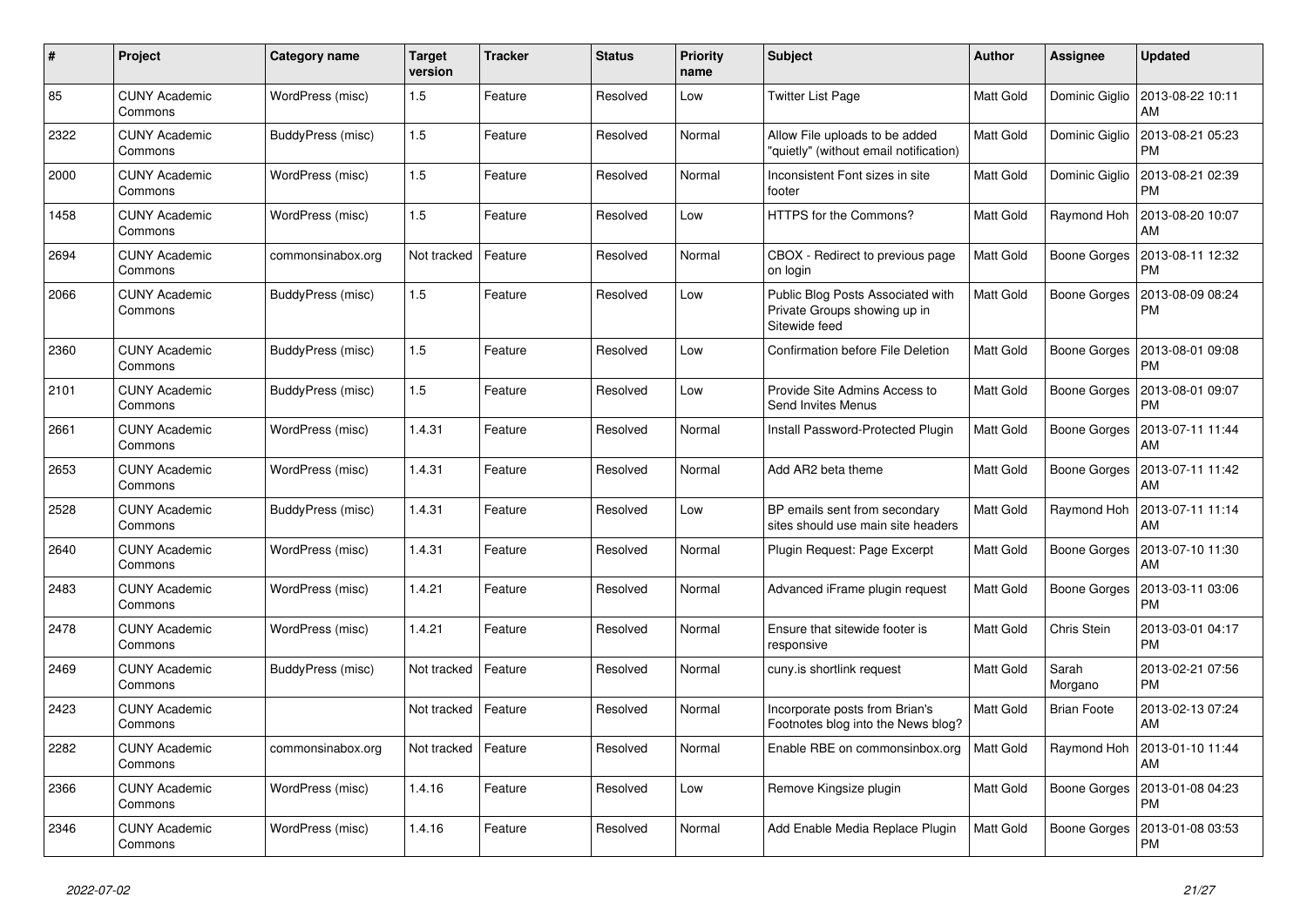| # | Project | Category name | Target version | Tracker | Status | Priority name | Subject | Author | Assignee | Updated |
|---|---|---|---|---|---|---|---|---|---|---|
| 85 | CUNY Academic Commons | WordPress (misc) | 1.5 | Feature | Resolved | Low | Twitter List Page | Matt Gold | Dominic Giglio | 2013-08-22 10:11 AM |
| 2322 | CUNY Academic Commons | BuddyPress (misc) | 1.5 | Feature | Resolved | Normal | Allow File uploads to be added "quietly" (without email notification) | Matt Gold | Dominic Giglio | 2013-08-21 05:23 PM |
| 2000 | CUNY Academic Commons | WordPress (misc) | 1.5 | Feature | Resolved | Normal | Inconsistent Font sizes in site footer | Matt Gold | Dominic Giglio | 2013-08-21 02:39 PM |
| 1458 | CUNY Academic Commons | WordPress (misc) | 1.5 | Feature | Resolved | Low | HTTPS for the Commons? | Matt Gold | Raymond Hoh | 2013-08-20 10:07 AM |
| 2694 | CUNY Academic Commons | commonsinabox.org | Not tracked | Feature | Resolved | Normal | CBOX - Redirect to previous page on login | Matt Gold | Boone Gorges | 2013-08-11 12:32 PM |
| 2066 | CUNY Academic Commons | BuddyPress (misc) | 1.5 | Feature | Resolved | Low | Public Blog Posts Associated with Private Groups showing up in Sitewide feed | Matt Gold | Boone Gorges | 2013-08-09 08:24 PM |
| 2360 | CUNY Academic Commons | BuddyPress (misc) | 1.5 | Feature | Resolved | Low | Confirmation before File Deletion | Matt Gold | Boone Gorges | 2013-08-01 09:08 PM |
| 2101 | CUNY Academic Commons | BuddyPress (misc) | 1.5 | Feature | Resolved | Low | Provide Site Admins Access to Send Invites Menus | Matt Gold | Boone Gorges | 2013-08-01 09:07 PM |
| 2661 | CUNY Academic Commons | WordPress (misc) | 1.4.31 | Feature | Resolved | Normal | Install Password-Protected Plugin | Matt Gold | Boone Gorges | 2013-07-11 11:44 AM |
| 2653 | CUNY Academic Commons | WordPress (misc) | 1.4.31 | Feature | Resolved | Normal | Add AR2 beta theme | Matt Gold | Boone Gorges | 2013-07-11 11:42 AM |
| 2528 | CUNY Academic Commons | BuddyPress (misc) | 1.4.31 | Feature | Resolved | Low | BP emails sent from secondary sites should use main site headers | Matt Gold | Raymond Hoh | 2013-07-11 11:14 AM |
| 2640 | CUNY Academic Commons | WordPress (misc) | 1.4.31 | Feature | Resolved | Normal | Plugin Request: Page Excerpt | Matt Gold | Boone Gorges | 2013-07-10 11:30 AM |
| 2483 | CUNY Academic Commons | WordPress (misc) | 1.4.21 | Feature | Resolved | Normal | Advanced iFrame plugin request | Matt Gold | Boone Gorges | 2013-03-11 03:06 PM |
| 2478 | CUNY Academic Commons | WordPress (misc) | 1.4.21 | Feature | Resolved | Normal | Ensure that sitewide footer is responsive | Matt Gold | Chris Stein | 2013-03-01 04:17 PM |
| 2469 | CUNY Academic Commons | BuddyPress (misc) | Not tracked | Feature | Resolved | Normal | cuny.is shortlink request | Matt Gold | Sarah Morgano | 2013-02-21 07:56 PM |
| 2423 | CUNY Academic Commons | | Not tracked | Feature | Resolved | Normal | Incorporate posts from Brian's Footnotes blog into the News blog? | Matt Gold | Brian Foote | 2013-02-13 07:24 AM |
| 2282 | CUNY Academic Commons | commonsinabox.org | Not tracked | Feature | Resolved | Normal | Enable RBE on commonsinbox.org | Matt Gold | Raymond Hoh | 2013-01-10 11:44 AM |
| 2366 | CUNY Academic Commons | WordPress (misc) | 1.4.16 | Feature | Resolved | Low | Remove Kingsize plugin | Matt Gold | Boone Gorges | 2013-01-08 04:23 PM |
| 2346 | CUNY Academic Commons | WordPress (misc) | 1.4.16 | Feature | Resolved | Normal | Add Enable Media Replace Plugin | Matt Gold | Boone Gorges | 2013-01-08 03:53 PM |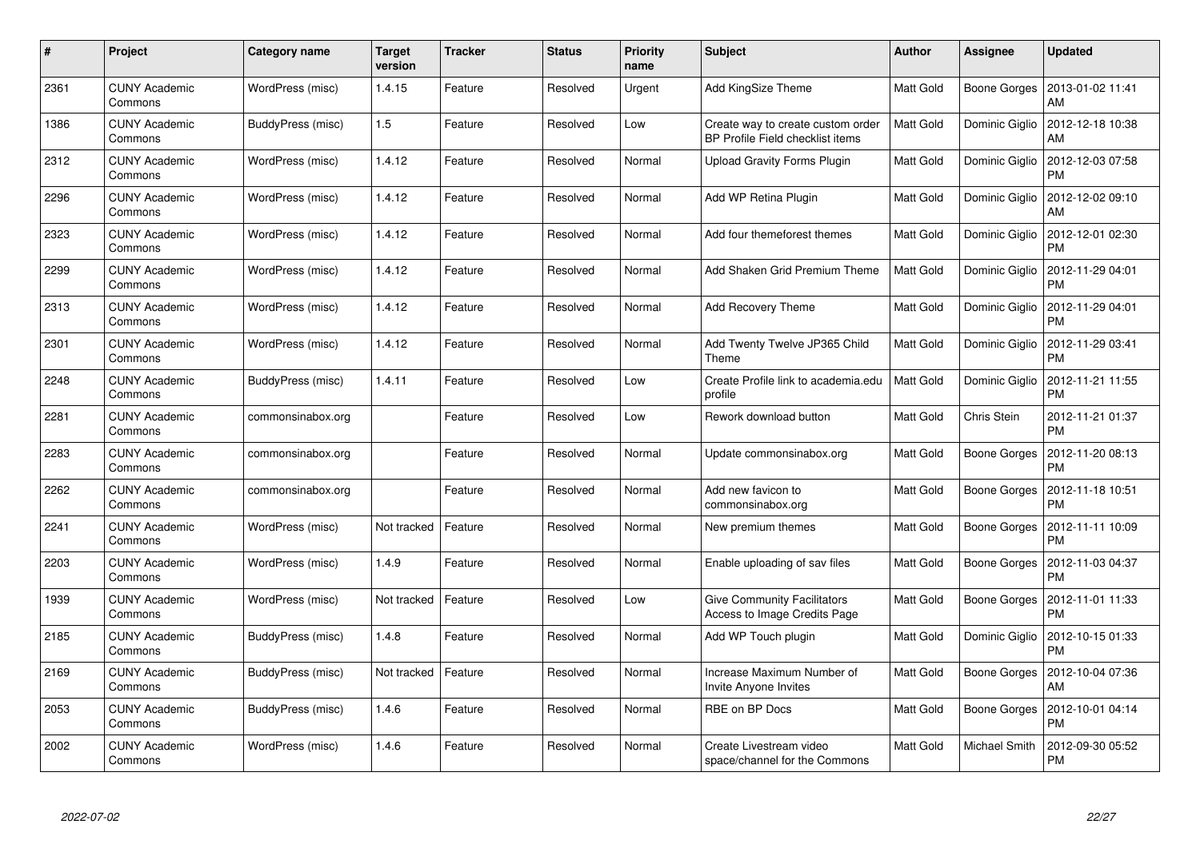| # | Project | Category name | Target version | Tracker | Status | Priority name | Subject | Author | Assignee | Updated |
|---|---|---|---|---|---|---|---|---|---|---|
| 2361 | CUNY Academic Commons | WordPress (misc) | 1.4.15 | Feature | Resolved | Urgent | Add KingSize Theme | Matt Gold | Boone Gorges | 2013-01-02 11:41 AM |
| 1386 | CUNY Academic Commons | BuddyPress (misc) | 1.5 | Feature | Resolved | Low | Create way to create custom order BP Profile Field checklist items | Matt Gold | Dominic Giglio | 2012-12-18 10:38 AM |
| 2312 | CUNY Academic Commons | WordPress (misc) | 1.4.12 | Feature | Resolved | Normal | Upload Gravity Forms Plugin | Matt Gold | Dominic Giglio | 2012-12-03 07:58 PM |
| 2296 | CUNY Academic Commons | WordPress (misc) | 1.4.12 | Feature | Resolved | Normal | Add WP Retina Plugin | Matt Gold | Dominic Giglio | 2012-12-02 09:10 AM |
| 2323 | CUNY Academic Commons | WordPress (misc) | 1.4.12 | Feature | Resolved | Normal | Add four themeforest themes | Matt Gold | Dominic Giglio | 2012-12-01 02:30 PM |
| 2299 | CUNY Academic Commons | WordPress (misc) | 1.4.12 | Feature | Resolved | Normal | Add Shaken Grid Premium Theme | Matt Gold | Dominic Giglio | 2012-11-29 04:01 PM |
| 2313 | CUNY Academic Commons | WordPress (misc) | 1.4.12 | Feature | Resolved | Normal | Add Recovery Theme | Matt Gold | Dominic Giglio | 2012-11-29 04:01 PM |
| 2301 | CUNY Academic Commons | WordPress (misc) | 1.4.12 | Feature | Resolved | Normal | Add Twenty Twelve JP365 Child Theme | Matt Gold | Dominic Giglio | 2012-11-29 03:41 PM |
| 2248 | CUNY Academic Commons | BuddyPress (misc) | 1.4.11 | Feature | Resolved | Low | Create Profile link to academia.edu profile | Matt Gold | Dominic Giglio | 2012-11-21 11:55 PM |
| 2281 | CUNY Academic Commons | commonsinabox.org | | Feature | Resolved | Low | Rework download button | Matt Gold | Chris Stein | 2012-11-21 01:37 PM |
| 2283 | CUNY Academic Commons | commonsinabox.org | | Feature | Resolved | Normal | Update commonsinabox.org | Matt Gold | Boone Gorges | 2012-11-20 08:13 PM |
| 2262 | CUNY Academic Commons | commonsinabox.org | | Feature | Resolved | Normal | Add new favicon to commonsinabox.org | Matt Gold | Boone Gorges | 2012-11-18 10:51 PM |
| 2241 | CUNY Academic Commons | WordPress (misc) | Not tracked | Feature | Resolved | Normal | New premium themes | Matt Gold | Boone Gorges | 2012-11-11 10:09 PM |
| 2203 | CUNY Academic Commons | WordPress (misc) | 1.4.9 | Feature | Resolved | Normal | Enable uploading of sav files | Matt Gold | Boone Gorges | 2012-11-03 04:37 PM |
| 1939 | CUNY Academic Commons | WordPress (misc) | Not tracked | Feature | Resolved | Low | Give Community Facilitators Access to Image Credits Page | Matt Gold | Boone Gorges | 2012-11-01 11:33 PM |
| 2185 | CUNY Academic Commons | BuddyPress (misc) | 1.4.8 | Feature | Resolved | Normal | Add WP Touch plugin | Matt Gold | Dominic Giglio | 2012-10-15 01:33 PM |
| 2169 | CUNY Academic Commons | BuddyPress (misc) | Not tracked | Feature | Resolved | Normal | Increase Maximum Number of Invite Anyone Invites | Matt Gold | Boone Gorges | 2012-10-04 07:36 AM |
| 2053 | CUNY Academic Commons | BuddyPress (misc) | 1.4.6 | Feature | Resolved | Normal | RBE on BP Docs | Matt Gold | Boone Gorges | 2012-10-01 04:14 PM |
| 2002 | CUNY Academic Commons | WordPress (misc) | 1.4.6 | Feature | Resolved | Normal | Create Livestream video space/channel for the Commons | Matt Gold | Michael Smith | 2012-09-30 05:52 PM |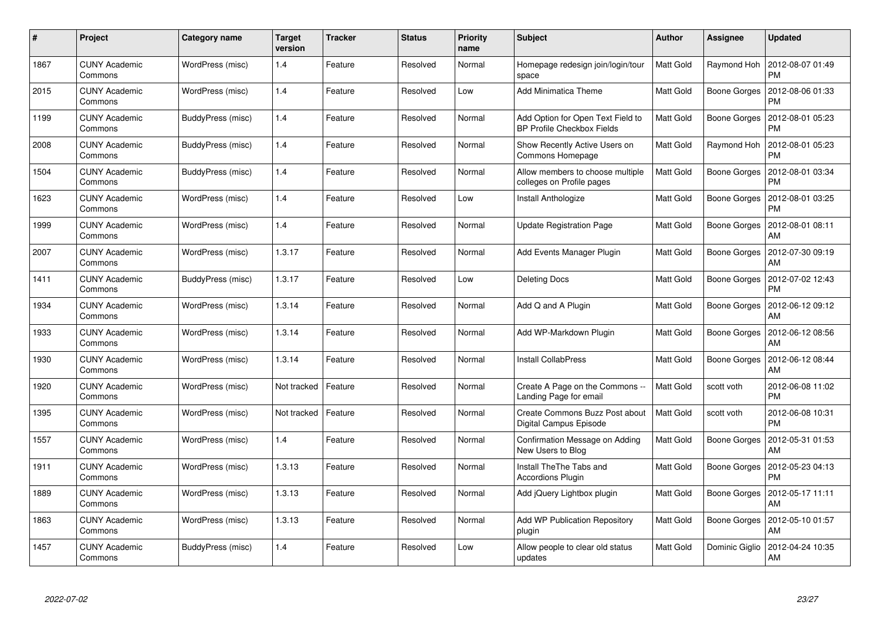| # | Project | Category name | Target version | Tracker | Status | Priority name | Subject | Author | Assignee | Updated |
|---|---|---|---|---|---|---|---|---|---|---|
| 1867 | CUNY Academic Commons | WordPress (misc) | 1.4 | Feature | Resolved | Normal | Homepage redesign join/login/tour space | Matt Gold | Raymond Hoh | 2012-08-07 01:49 PM |
| 2015 | CUNY Academic Commons | WordPress (misc) | 1.4 | Feature | Resolved | Low | Add Minimatica Theme | Matt Gold | Boone Gorges | 2012-08-06 01:33 PM |
| 1199 | CUNY Academic Commons | BuddyPress (misc) | 1.4 | Feature | Resolved | Normal | Add Option for Open Text Field to BP Profile Checkbox Fields | Matt Gold | Boone Gorges | 2012-08-01 05:23 PM |
| 2008 | CUNY Academic Commons | BuddyPress (misc) | 1.4 | Feature | Resolved | Normal | Show Recently Active Users on Commons Homepage | Matt Gold | Raymond Hoh | 2012-08-01 05:23 PM |
| 1504 | CUNY Academic Commons | BuddyPress (misc) | 1.4 | Feature | Resolved | Normal | Allow members to choose multiple colleges on Profile pages | Matt Gold | Boone Gorges | 2012-08-01 03:34 PM |
| 1623 | CUNY Academic Commons | WordPress (misc) | 1.4 | Feature | Resolved | Low | Install Anthologize | Matt Gold | Boone Gorges | 2012-08-01 03:25 PM |
| 1999 | CUNY Academic Commons | WordPress (misc) | 1.4 | Feature | Resolved | Normal | Update Registration Page | Matt Gold | Boone Gorges | 2012-08-01 08:11 AM |
| 2007 | CUNY Academic Commons | WordPress (misc) | 1.3.17 | Feature | Resolved | Normal | Add Events Manager Plugin | Matt Gold | Boone Gorges | 2012-07-30 09:19 AM |
| 1411 | CUNY Academic Commons | BuddyPress (misc) | 1.3.17 | Feature | Resolved | Low | Deleting Docs | Matt Gold | Boone Gorges | 2012-07-02 12:43 PM |
| 1934 | CUNY Academic Commons | WordPress (misc) | 1.3.14 | Feature | Resolved | Normal | Add Q and A Plugin | Matt Gold | Boone Gorges | 2012-06-12 09:12 AM |
| 1933 | CUNY Academic Commons | WordPress (misc) | 1.3.14 | Feature | Resolved | Normal | Add WP-Markdown Plugin | Matt Gold | Boone Gorges | 2012-06-12 08:56 AM |
| 1930 | CUNY Academic Commons | WordPress (misc) | 1.3.14 | Feature | Resolved | Normal | Install CollabPress | Matt Gold | Boone Gorges | 2012-06-12 08:44 AM |
| 1920 | CUNY Academic Commons | WordPress (misc) | Not tracked | Feature | Resolved | Normal | Create A Page on the Commons -- Landing Page for email | Matt Gold | scott voth | 2012-06-08 11:02 PM |
| 1395 | CUNY Academic Commons | WordPress (misc) | Not tracked | Feature | Resolved | Normal | Create Commons Buzz Post about Digital Campus Episode | Matt Gold | scott voth | 2012-06-08 10:31 PM |
| 1557 | CUNY Academic Commons | WordPress (misc) | 1.4 | Feature | Resolved | Normal | Confirmation Message on Adding New Users to Blog | Matt Gold | Boone Gorges | 2012-05-31 01:53 AM |
| 1911 | CUNY Academic Commons | WordPress (misc) | 1.3.13 | Feature | Resolved | Normal | Install TheThe Tabs and Accordions Plugin | Matt Gold | Boone Gorges | 2012-05-23 04:13 PM |
| 1889 | CUNY Academic Commons | WordPress (misc) | 1.3.13 | Feature | Resolved | Normal | Add jQuery Lightbox plugin | Matt Gold | Boone Gorges | 2012-05-17 11:11 AM |
| 1863 | CUNY Academic Commons | WordPress (misc) | 1.3.13 | Feature | Resolved | Normal | Add WP Publication Repository plugin | Matt Gold | Boone Gorges | 2012-05-10 01:57 AM |
| 1457 | CUNY Academic Commons | BuddyPress (misc) | 1.4 | Feature | Resolved | Low | Allow people to clear old status updates | Matt Gold | Dominic Giglio | 2012-04-24 10:35 AM |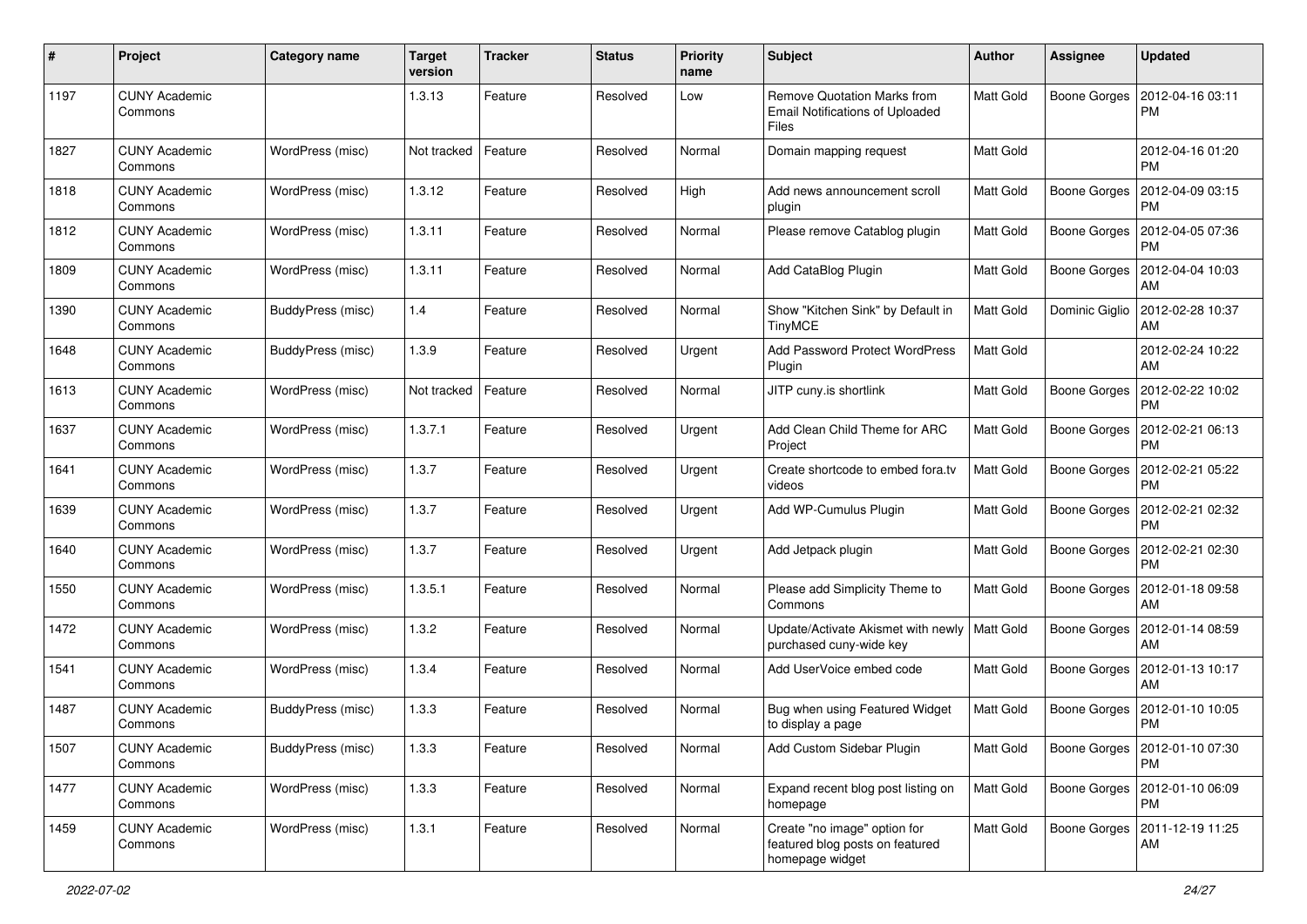| # | Project | Category name | Target version | Tracker | Status | Priority name | Subject | Author | Assignee | Updated |
|---|---|---|---|---|---|---|---|---|---|---|
| 1197 | CUNY Academic Commons | | 1.3.13 | Feature | Resolved | Low | Remove Quotation Marks from Email Notifications of Uploaded Files | Matt Gold | Boone Gorges | 2012-04-16 03:11 PM |
| 1827 | CUNY Academic Commons | WordPress (misc) | Not tracked | Feature | Resolved | Normal | Domain mapping request | Matt Gold | | 2012-04-16 01:20 PM |
| 1818 | CUNY Academic Commons | WordPress (misc) | 1.3.12 | Feature | Resolved | High | Add news announcement scroll plugin | Matt Gold | Boone Gorges | 2012-04-09 03:15 PM |
| 1812 | CUNY Academic Commons | WordPress (misc) | 1.3.11 | Feature | Resolved | Normal | Please remove Catablog plugin | Matt Gold | Boone Gorges | 2012-04-05 07:36 PM |
| 1809 | CUNY Academic Commons | WordPress (misc) | 1.3.11 | Feature | Resolved | Normal | Add CataBlog Plugin | Matt Gold | Boone Gorges | 2012-04-04 10:03 AM |
| 1390 | CUNY Academic Commons | BuddyPress (misc) | 1.4 | Feature | Resolved | Normal | Show "Kitchen Sink" by Default in TinyMCE | Matt Gold | Dominic Giglio | 2012-02-28 10:37 AM |
| 1648 | CUNY Academic Commons | BuddyPress (misc) | 1.3.9 | Feature | Resolved | Urgent | Add Password Protect WordPress Plugin | Matt Gold | | 2012-02-24 10:22 AM |
| 1613 | CUNY Academic Commons | WordPress (misc) | Not tracked | Feature | Resolved | Normal | JITP cuny.is shortlink | Matt Gold | Boone Gorges | 2012-02-22 10:02 PM |
| 1637 | CUNY Academic Commons | WordPress (misc) | 1.3.7.1 | Feature | Resolved | Urgent | Add Clean Child Theme for ARC Project | Matt Gold | Boone Gorges | 2012-02-21 06:13 PM |
| 1641 | CUNY Academic Commons | WordPress (misc) | 1.3.7 | Feature | Resolved | Urgent | Create shortcode to embed fora.tv videos | Matt Gold | Boone Gorges | 2012-02-21 05:22 PM |
| 1639 | CUNY Academic Commons | WordPress (misc) | 1.3.7 | Feature | Resolved | Urgent | Add WP-Cumulus Plugin | Matt Gold | Boone Gorges | 2012-02-21 02:32 PM |
| 1640 | CUNY Academic Commons | WordPress (misc) | 1.3.7 | Feature | Resolved | Urgent | Add Jetpack plugin | Matt Gold | Boone Gorges | 2012-02-21 02:30 PM |
| 1550 | CUNY Academic Commons | WordPress (misc) | 1.3.5.1 | Feature | Resolved | Normal | Please add Simplicity Theme to Commons | Matt Gold | Boone Gorges | 2012-01-18 09:58 AM |
| 1472 | CUNY Academic Commons | WordPress (misc) | 1.3.2 | Feature | Resolved | Normal | Update/Activate Akismet with newly purchased cuny-wide key | Matt Gold | Boone Gorges | 2012-01-14 08:59 AM |
| 1541 | CUNY Academic Commons | WordPress (misc) | 1.3.4 | Feature | Resolved | Normal | Add UserVoice embed code | Matt Gold | Boone Gorges | 2012-01-13 10:17 AM |
| 1487 | CUNY Academic Commons | BuddyPress (misc) | 1.3.3 | Feature | Resolved | Normal | Bug when using Featured Widget to display a page | Matt Gold | Boone Gorges | 2012-01-10 10:05 PM |
| 1507 | CUNY Academic Commons | BuddyPress (misc) | 1.3.3 | Feature | Resolved | Normal | Add Custom Sidebar Plugin | Matt Gold | Boone Gorges | 2012-01-10 07:30 PM |
| 1477 | CUNY Academic Commons | WordPress (misc) | 1.3.3 | Feature | Resolved | Normal | Expand recent blog post listing on homepage | Matt Gold | Boone Gorges | 2012-01-10 06:09 PM |
| 1459 | CUNY Academic Commons | WordPress (misc) | 1.3.1 | Feature | Resolved | Normal | Create "no image" option for featured blog posts on featured homepage widget | Matt Gold | Boone Gorges | 2011-12-19 11:25 AM |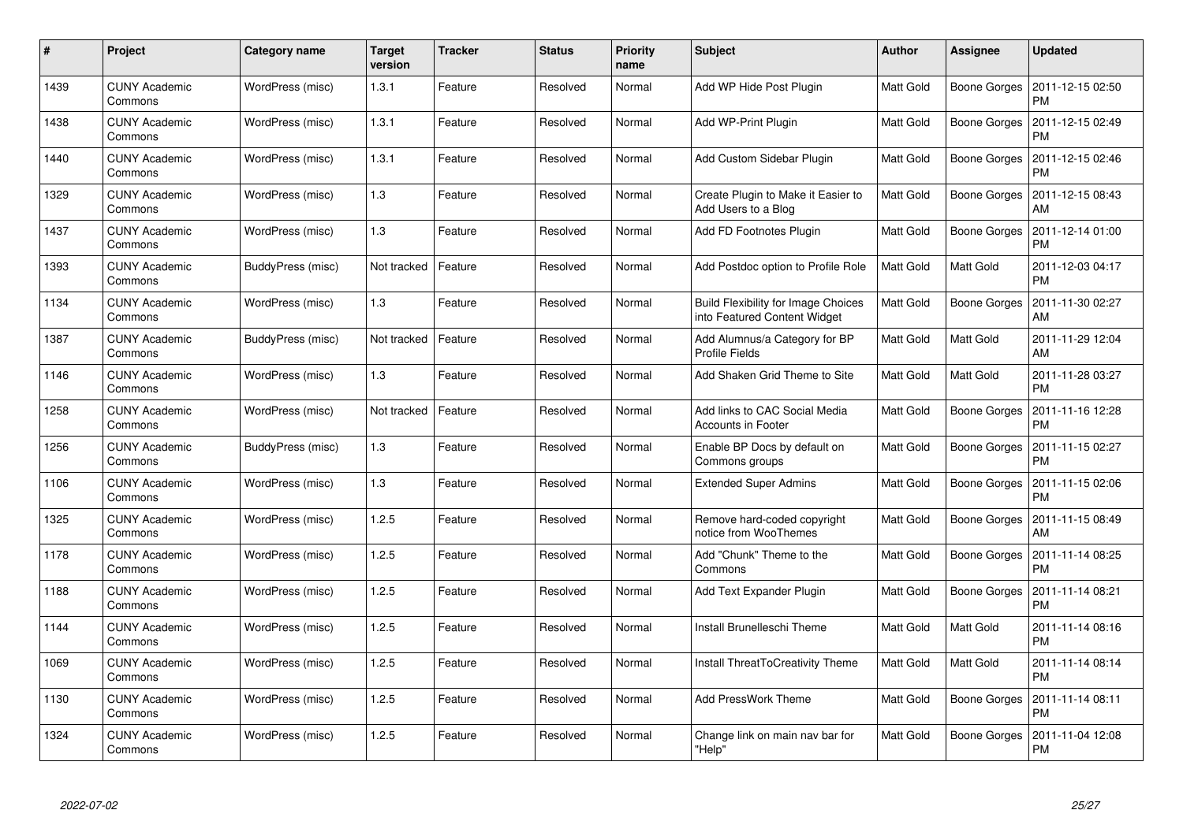| # | Project | Category name | Target version | Tracker | Status | Priority name | Subject | Author | Assignee | Updated |
|---|---|---|---|---|---|---|---|---|---|---|
| 1439 | CUNY Academic Commons | WordPress (misc) | 1.3.1 | Feature | Resolved | Normal | Add WP Hide Post Plugin | Matt Gold | Boone Gorges | 2011-12-15 02:50 PM |
| 1438 | CUNY Academic Commons | WordPress (misc) | 1.3.1 | Feature | Resolved | Normal | Add WP-Print Plugin | Matt Gold | Boone Gorges | 2011-12-15 02:49 PM |
| 1440 | CUNY Academic Commons | WordPress (misc) | 1.3.1 | Feature | Resolved | Normal | Add Custom Sidebar Plugin | Matt Gold | Boone Gorges | 2011-12-15 02:46 PM |
| 1329 | CUNY Academic Commons | WordPress (misc) | 1.3 | Feature | Resolved | Normal | Create Plugin to Make it Easier to Add Users to a Blog | Matt Gold | Boone Gorges | 2011-12-15 08:43 AM |
| 1437 | CUNY Academic Commons | WordPress (misc) | 1.3 | Feature | Resolved | Normal | Add FD Footnotes Plugin | Matt Gold | Boone Gorges | 2011-12-14 01:00 PM |
| 1393 | CUNY Academic Commons | BuddyPress (misc) | Not tracked | Feature | Resolved | Normal | Add Postdoc option to Profile Role | Matt Gold | Matt Gold | 2011-12-03 04:17 PM |
| 1134 | CUNY Academic Commons | WordPress (misc) | 1.3 | Feature | Resolved | Normal | Build Flexibility for Image Choices into Featured Content Widget | Matt Gold | Boone Gorges | 2011-11-30 02:27 AM |
| 1387 | CUNY Academic Commons | BuddyPress (misc) | Not tracked | Feature | Resolved | Normal | Add Alumnus/a Category for BP Profile Fields | Matt Gold | Matt Gold | 2011-11-29 12:04 AM |
| 1146 | CUNY Academic Commons | WordPress (misc) | 1.3 | Feature | Resolved | Normal | Add Shaken Grid Theme to Site | Matt Gold | Matt Gold | 2011-11-28 03:27 PM |
| 1258 | CUNY Academic Commons | WordPress (misc) | Not tracked | Feature | Resolved | Normal | Add links to CAC Social Media Accounts in Footer | Matt Gold | Boone Gorges | 2011-11-16 12:28 PM |
| 1256 | CUNY Academic Commons | BuddyPress (misc) | 1.3 | Feature | Resolved | Normal | Enable BP Docs by default on Commons groups | Matt Gold | Boone Gorges | 2011-11-15 02:27 PM |
| 1106 | CUNY Academic Commons | WordPress (misc) | 1.3 | Feature | Resolved | Normal | Extended Super Admins | Matt Gold | Boone Gorges | 2011-11-15 02:06 PM |
| 1325 | CUNY Academic Commons | WordPress (misc) | 1.2.5 | Feature | Resolved | Normal | Remove hard-coded copyright notice from WooThemes | Matt Gold | Boone Gorges | 2011-11-15 08:49 AM |
| 1178 | CUNY Academic Commons | WordPress (misc) | 1.2.5 | Feature | Resolved | Normal | Add "Chunk" Theme to the Commons | Matt Gold | Boone Gorges | 2011-11-14 08:25 PM |
| 1188 | CUNY Academic Commons | WordPress (misc) | 1.2.5 | Feature | Resolved | Normal | Add Text Expander Plugin | Matt Gold | Boone Gorges | 2011-11-14 08:21 PM |
| 1144 | CUNY Academic Commons | WordPress (misc) | 1.2.5 | Feature | Resolved | Normal | Install Brunelleschi Theme | Matt Gold | Matt Gold | 2011-11-14 08:16 PM |
| 1069 | CUNY Academic Commons | WordPress (misc) | 1.2.5 | Feature | Resolved | Normal | Install ThreatToCreativity Theme | Matt Gold | Matt Gold | 2011-11-14 08:14 PM |
| 1130 | CUNY Academic Commons | WordPress (misc) | 1.2.5 | Feature | Resolved | Normal | Add PressWork Theme | Matt Gold | Boone Gorges | 2011-11-14 08:11 PM |
| 1324 | CUNY Academic Commons | WordPress (misc) | 1.2.5 | Feature | Resolved | Normal | Change link on main nav bar for "Help" | Matt Gold | Boone Gorges | 2011-11-04 12:08 PM |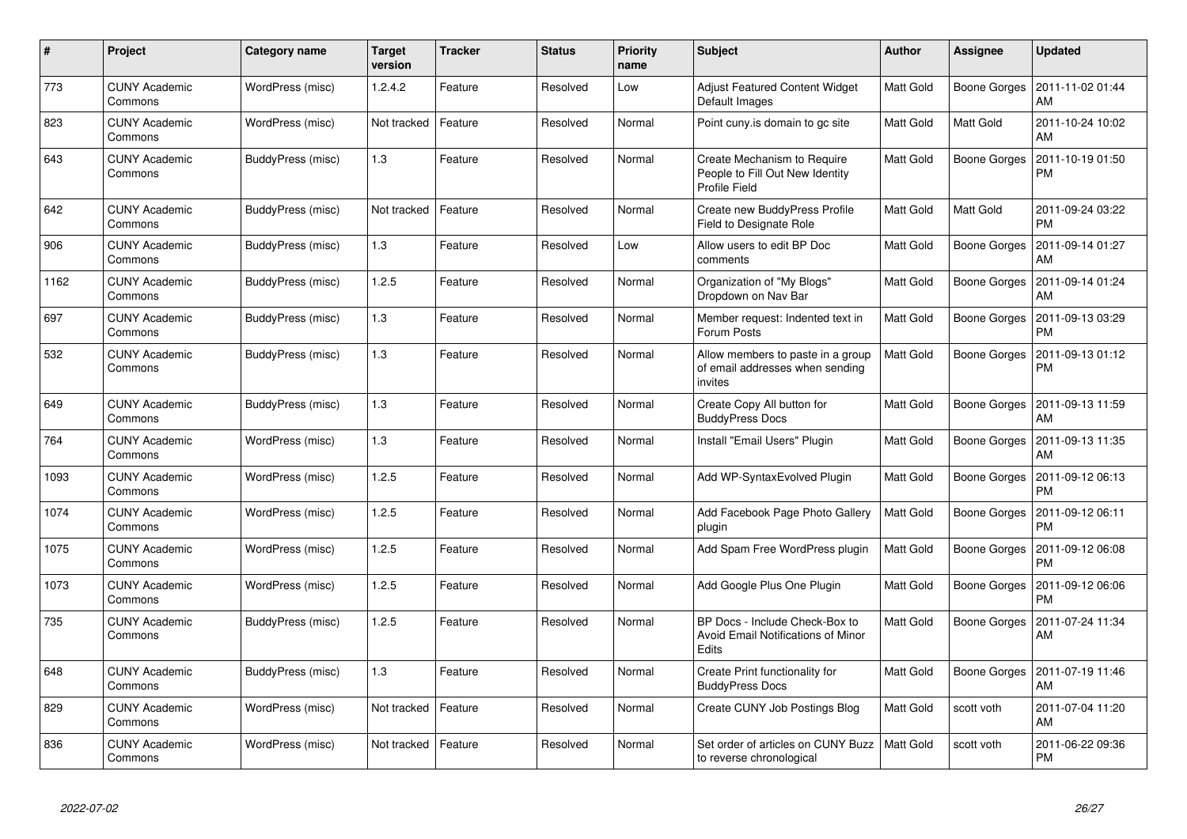| # | Project | Category name | Target version | Tracker | Status | Priority name | Subject | Author | Assignee | Updated |
|---|---|---|---|---|---|---|---|---|---|---|
| 773 | CUNY Academic Commons | WordPress (misc) | 1.2.4.2 | Feature | Resolved | Low | Adjust Featured Content Widget Default Images | Matt Gold | Boone Gorges | 2011-11-02 01:44 AM |
| 823 | CUNY Academic Commons | WordPress (misc) | Not tracked | Feature | Resolved | Normal | Point cuny.is domain to gc site | Matt Gold | Matt Gold | 2011-10-24 10:02 AM |
| 643 | CUNY Academic Commons | BuddyPress (misc) | 1.3 | Feature | Resolved | Normal | Create Mechanism to Require People to Fill Out New Identity Profile Field | Matt Gold | Boone Gorges | 2011-10-19 01:50 PM |
| 642 | CUNY Academic Commons | BuddyPress (misc) | Not tracked | Feature | Resolved | Normal | Create new BuddyPress Profile Field to Designate Role | Matt Gold | Matt Gold | 2011-09-24 03:22 PM |
| 906 | CUNY Academic Commons | BuddyPress (misc) | 1.3 | Feature | Resolved | Low | Allow users to edit BP Doc comments | Matt Gold | Boone Gorges | 2011-09-14 01:27 AM |
| 1162 | CUNY Academic Commons | BuddyPress (misc) | 1.2.5 | Feature | Resolved | Normal | Organization of "My Blogs" Dropdown on Nav Bar | Matt Gold | Boone Gorges | 2011-09-14 01:24 AM |
| 697 | CUNY Academic Commons | BuddyPress (misc) | 1.3 | Feature | Resolved | Normal | Member request: Indented text in Forum Posts | Matt Gold | Boone Gorges | 2011-09-13 03:29 PM |
| 532 | CUNY Academic Commons | BuddyPress (misc) | 1.3 | Feature | Resolved | Normal | Allow members to paste in a group of email addresses when sending invites | Matt Gold | Boone Gorges | 2011-09-13 01:12 PM |
| 649 | CUNY Academic Commons | BuddyPress (misc) | 1.3 | Feature | Resolved | Normal | Create Copy All button for BuddyPress Docs | Matt Gold | Boone Gorges | 2011-09-13 11:59 AM |
| 764 | CUNY Academic Commons | WordPress (misc) | 1.3 | Feature | Resolved | Normal | Install "Email Users" Plugin | Matt Gold | Boone Gorges | 2011-09-13 11:35 AM |
| 1093 | CUNY Academic Commons | WordPress (misc) | 1.2.5 | Feature | Resolved | Normal | Add WP-SyntaxEvolved Plugin | Matt Gold | Boone Gorges | 2011-09-12 06:13 PM |
| 1074 | CUNY Academic Commons | WordPress (misc) | 1.2.5 | Feature | Resolved | Normal | Add Facebook Page Photo Gallery plugin | Matt Gold | Boone Gorges | 2011-09-12 06:11 PM |
| 1075 | CUNY Academic Commons | WordPress (misc) | 1.2.5 | Feature | Resolved | Normal | Add Spam Free WordPress plugin | Matt Gold | Boone Gorges | 2011-09-12 06:08 PM |
| 1073 | CUNY Academic Commons | WordPress (misc) | 1.2.5 | Feature | Resolved | Normal | Add Google Plus One Plugin | Matt Gold | Boone Gorges | 2011-09-12 06:06 PM |
| 735 | CUNY Academic Commons | BuddyPress (misc) | 1.2.5 | Feature | Resolved | Normal | BP Docs - Include Check-Box to Avoid Email Notifications of Minor Edits | Matt Gold | Boone Gorges | 2011-07-24 11:34 AM |
| 648 | CUNY Academic Commons | BuddyPress (misc) | 1.3 | Feature | Resolved | Normal | Create Print functionality for BuddyPress Docs | Matt Gold | Boone Gorges | 2011-07-19 11:46 AM |
| 829 | CUNY Academic Commons | WordPress (misc) | Not tracked | Feature | Resolved | Normal | Create CUNY Job Postings Blog | Matt Gold | scott voth | 2011-07-04 11:20 AM |
| 836 | CUNY Academic Commons | WordPress (misc) | Not tracked | Feature | Resolved | Normal | Set order of articles on CUNY Buzz to reverse chronological | Matt Gold | scott voth | 2011-06-22 09:36 PM |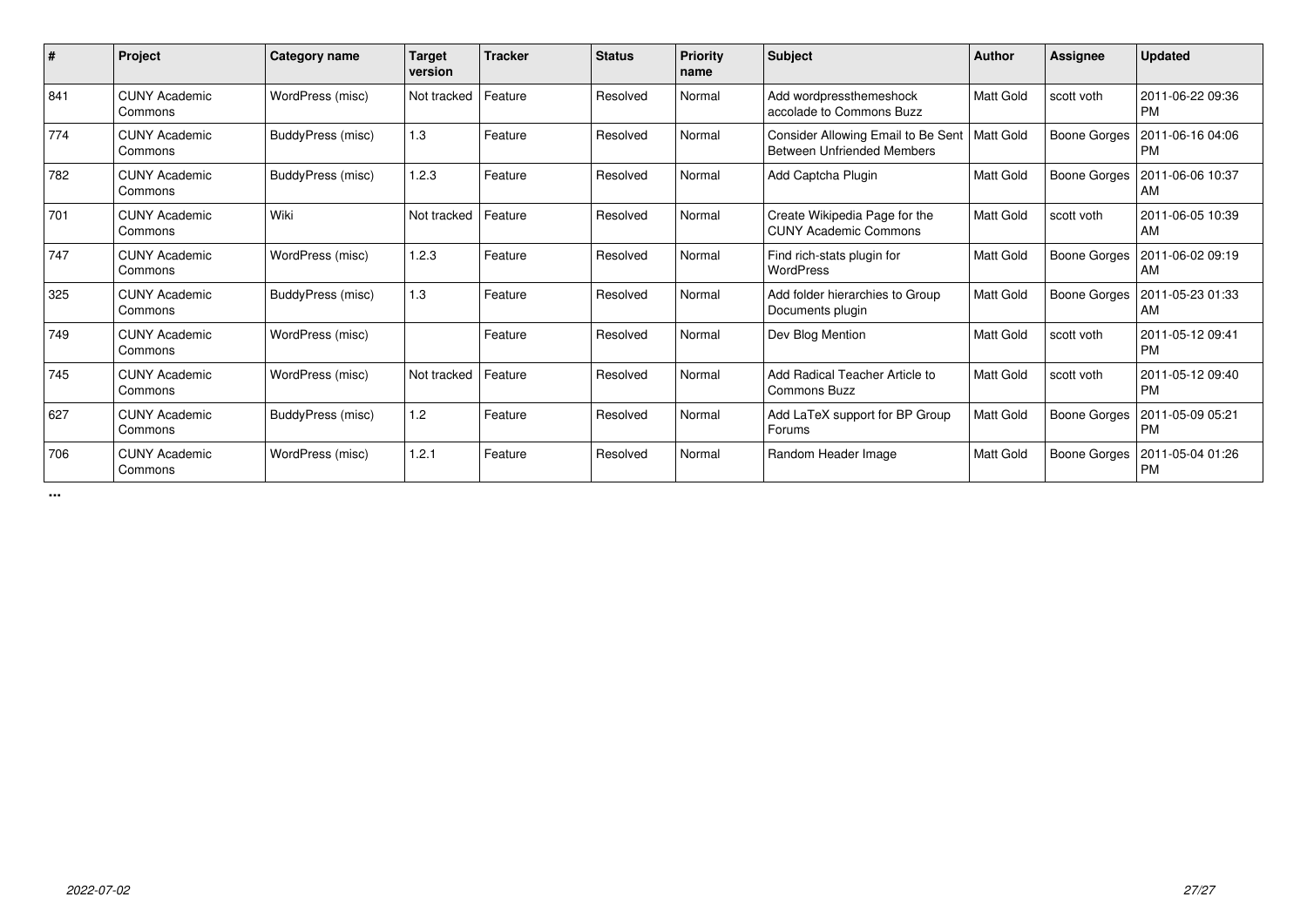| # | Project | Category name | Target version | Tracker | Status | Priority name | Subject | Author | Assignee | Updated |
|---|---|---|---|---|---|---|---|---|---|---|
| 841 | CUNY Academic Commons | WordPress (misc) | Not tracked | Feature | Resolved | Normal | Add wordpressthemeshock accolade to Commons Buzz | Matt Gold | scott voth | 2011-06-22 09:36 PM |
| 774 | CUNY Academic Commons | BuddyPress (misc) | 1.3 | Feature | Resolved | Normal | Consider Allowing Email to Be Sent Between Unfriended Members | Matt Gold | Boone Gorges | 2011-06-16 04:06 PM |
| 782 | CUNY Academic Commons | BuddyPress (misc) | 1.2.3 | Feature | Resolved | Normal | Add Captcha Plugin | Matt Gold | Boone Gorges | 2011-06-06 10:37 AM |
| 701 | CUNY Academic Commons | Wiki | Not tracked | Feature | Resolved | Normal | Create Wikipedia Page for the CUNY Academic Commons | Matt Gold | scott voth | 2011-06-05 10:39 AM |
| 747 | CUNY Academic Commons | WordPress (misc) | 1.2.3 | Feature | Resolved | Normal | Find rich-stats plugin for WordPress | Matt Gold | Boone Gorges | 2011-06-02 09:19 AM |
| 325 | CUNY Academic Commons | BuddyPress (misc) | 1.3 | Feature | Resolved | Normal | Add folder hierarchies to Group Documents plugin | Matt Gold | Boone Gorges | 2011-05-23 01:33 AM |
| 749 | CUNY Academic Commons | WordPress (misc) | | Feature | Resolved | Normal | Dev Blog Mention | Matt Gold | scott voth | 2011-05-12 09:41 PM |
| 745 | CUNY Academic Commons | WordPress (misc) | Not tracked | Feature | Resolved | Normal | Add Radical Teacher Article to Commons Buzz | Matt Gold | scott voth | 2011-05-12 09:40 PM |
| 627 | CUNY Academic Commons | BuddyPress (misc) | 1.2 | Feature | Resolved | Normal | Add LaTeX support for BP Group Forums | Matt Gold | Boone Gorges | 2011-05-09 05:21 PM |
| 706 | CUNY Academic Commons | WordPress (misc) | 1.2.1 | Feature | Resolved | Normal | Random Header Image | Matt Gold | Boone Gorges | 2011-05-04 01:26 PM |

...